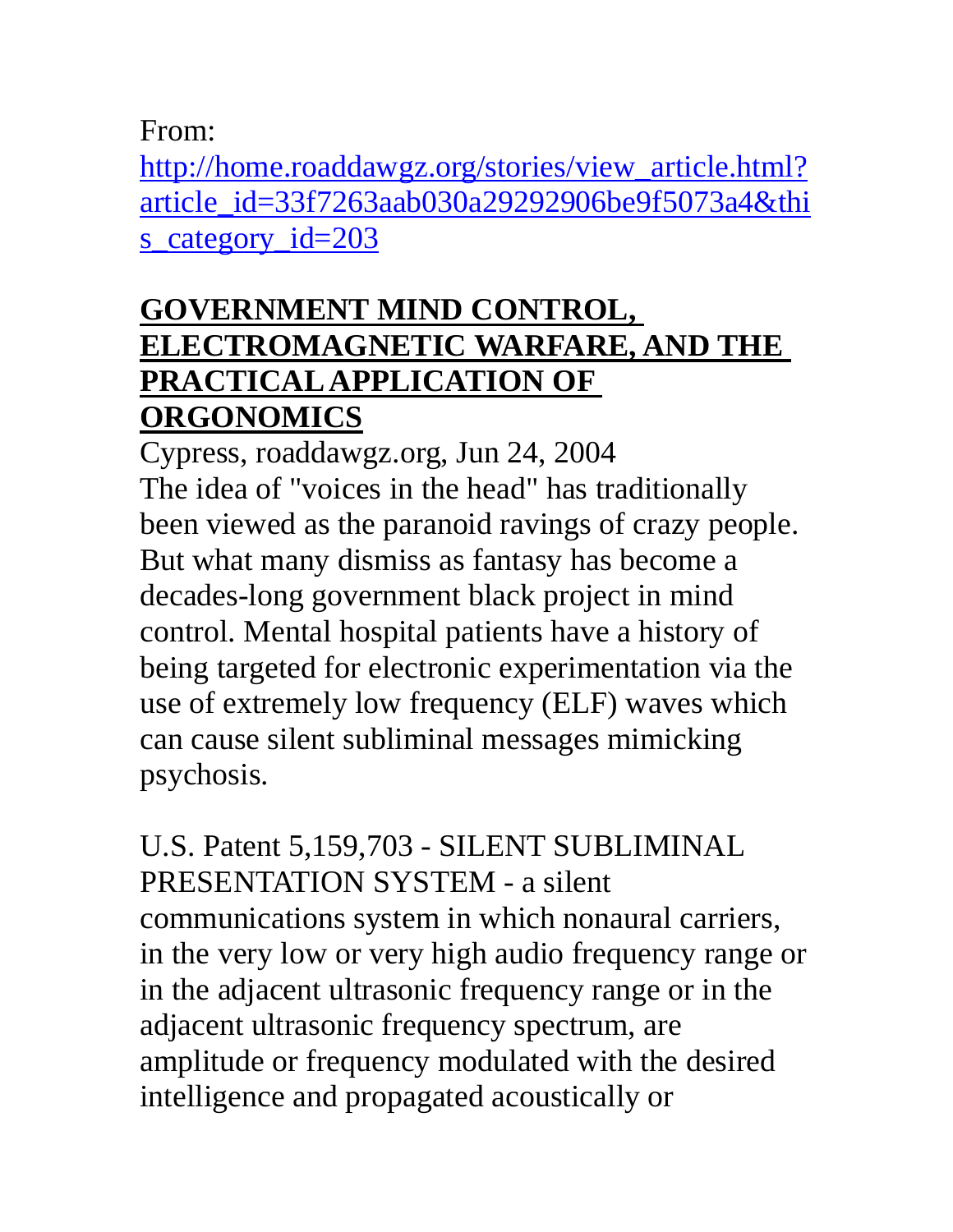From:
http://home.roaddawgz.org/stories/view_article.html?article_id=33f7263aab030a29292906be9f5073a4&this_category_id=203

# GOVERNMENT MIND CONTROL, ELECTROMAGNETIC WARFARE, AND THE PRACTICAL APPLICATION OF ORGONOMICS

Cypress, roaddawgz.org, Jun 24, 2004

The idea of "voices in the head" has traditionally been viewed as the paranoid ravings of crazy people. But what many dismiss as fantasy has become a decades-long government black project in mind control. Mental hospital patients have a history of being targeted for electronic experimentation via the use of extremely low frequency (ELF) waves which can cause silent subliminal messages mimicking psychosis.

U.S. Patent 5,159,703 - SILENT SUBLIMINAL PRESENTATION SYSTEM - a silent communications system in which nonaural carriers, in the very low or very high audio frequency range or in the adjacent ultrasonic frequency range or in the adjacent ultrasonic frequency spectrum, are amplitude or frequency modulated with the desired intelligence and propagated acoustically or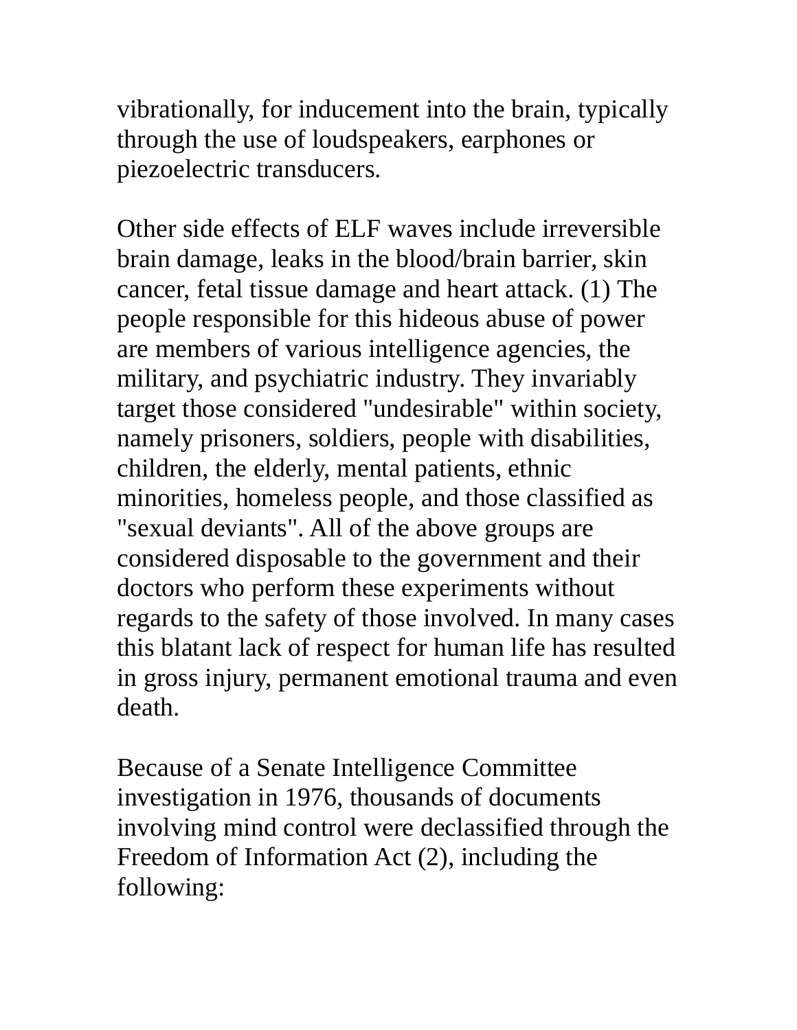vibrationally, for inducement into the brain, typically through the use of loudspeakers, earphones or piezoelectric transducers.

Other side effects of ELF waves include irreversible brain damage, leaks in the blood/brain barrier, skin cancer, fetal tissue damage and heart attack. (1) The people responsible for this hideous abuse of power are members of various intelligence agencies, the military, and psychiatric industry. They invariably target those considered "undesirable" within society, namely prisoners, soldiers, people with disabilities, children, the elderly, mental patients, ethnic minorities, homeless people, and those classified as "sexual deviants". All of the above groups are considered disposable to the government and their doctors who perform these experiments without regards to the safety of those involved. In many cases this blatant lack of respect for human life has resulted in gross injury, permanent emotional trauma and even death.

Because of a Senate Intelligence Committee investigation in 1976, thousands of documents involving mind control were declassified through the Freedom of Information Act (2), including the following: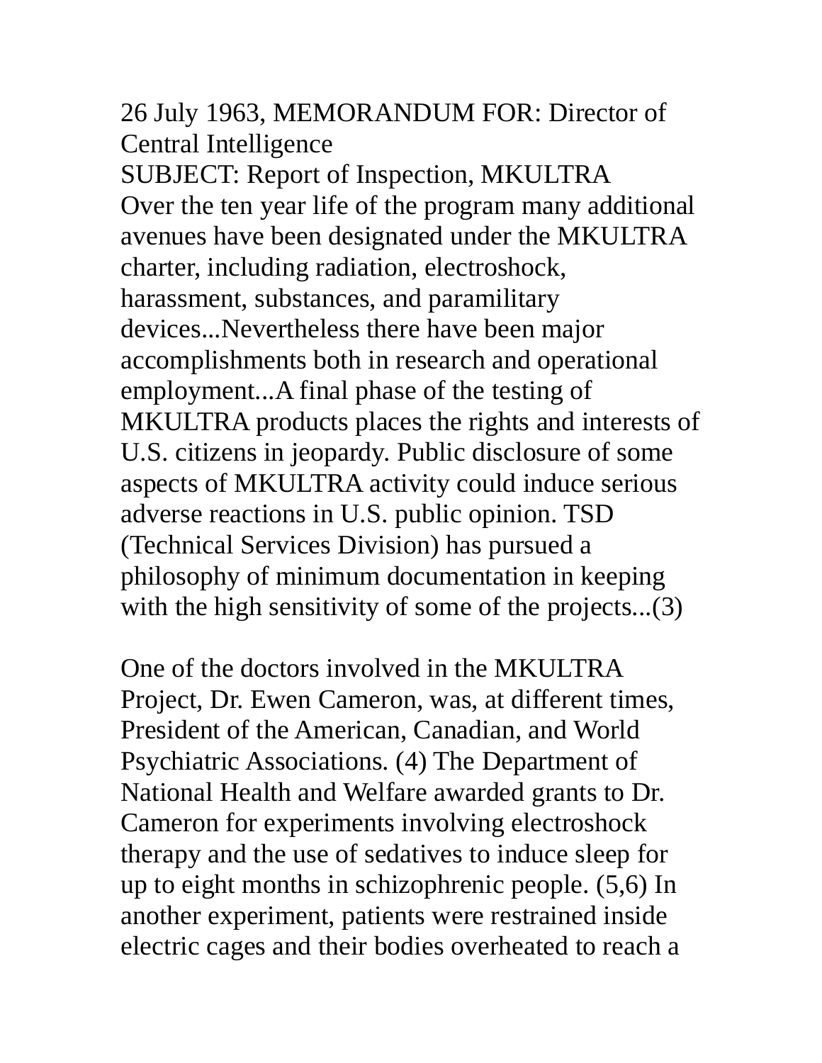26 July 1963, MEMORANDUM FOR: Director of Central Intelligence
SUBJECT: Report of Inspection, MKULTRA
Over the ten year life of the program many additional avenues have been designated under the MKULTRA charter, including radiation, electroshock, harassment, substances, and paramilitary devices...Nevertheless there have been major accomplishments both in research and operational employment...A final phase of the testing of MKULTRA products places the rights and interests of U.S. citizens in jeopardy. Public disclosure of some aspects of MKULTRA activity could induce serious adverse reactions in U.S. public opinion. TSD (Technical Services Division) has pursued a philosophy of minimum documentation in keeping with the high sensitivity of some of the projects...(3)

One of the doctors involved in the MKULTRA Project, Dr. Ewen Cameron, was, at different times, President of the American, Canadian, and World Psychiatric Associations. (4) The Department of National Health and Welfare awarded grants to Dr. Cameron for experiments involving electroshock therapy and the use of sedatives to induce sleep for up to eight months in schizophrenic people. (5,6) In another experiment, patients were restrained inside electric cages and their bodies overheated to reach a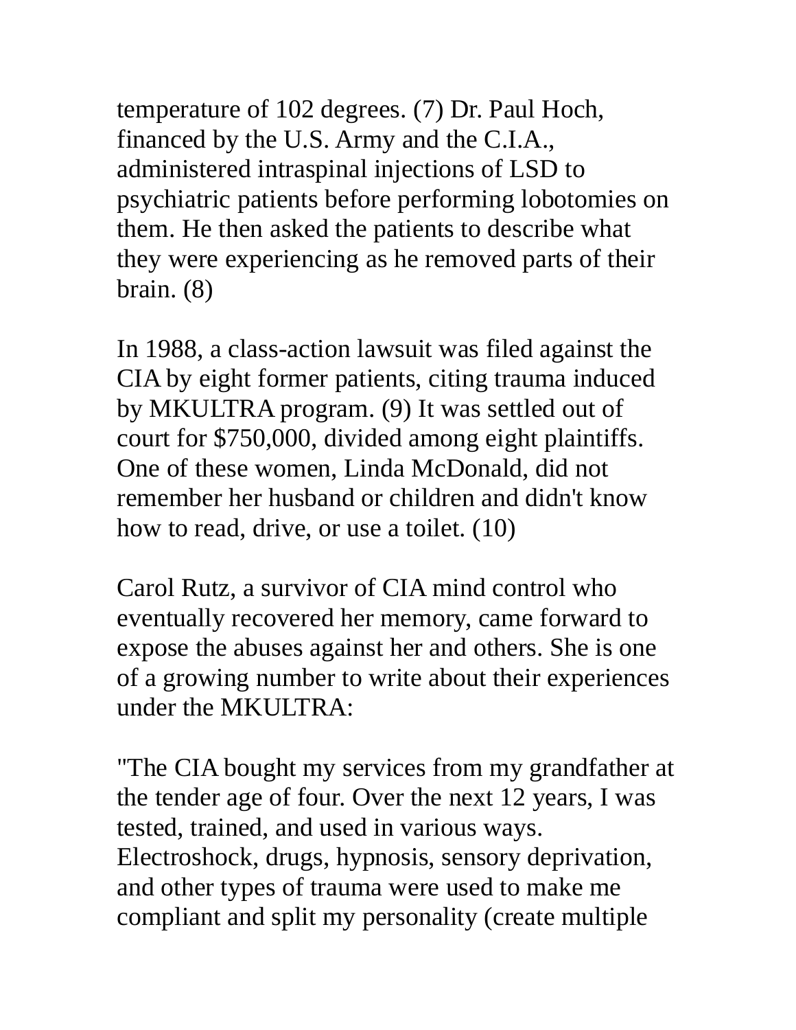temperature of 102 degrees. (7) Dr. Paul Hoch, financed by the U.S. Army and the C.I.A., administered intraspinal injections of LSD to psychiatric patients before performing lobotomies on them. He then asked the patients to describe what they were experiencing as he removed parts of their brain. (8)

In 1988, a class-action lawsuit was filed against the CIA by eight former patients, citing trauma induced by MKULTRA program. (9) It was settled out of court for $750,000, divided among eight plaintiffs. One of these women, Linda McDonald, did not remember her husband or children and didn't know how to read, drive, or use a toilet. (10)

Carol Rutz, a survivor of CIA mind control who eventually recovered her memory, came forward to expose the abuses against her and others. She is one of a growing number to write about their experiences under the MKULTRA:

"The CIA bought my services from my grandfather at the tender age of four. Over the next 12 years, I was tested, trained, and used in various ways. Electroshock, drugs, hypnosis, sensory deprivation, and other types of trauma were used to make me compliant and split my personality (create multiple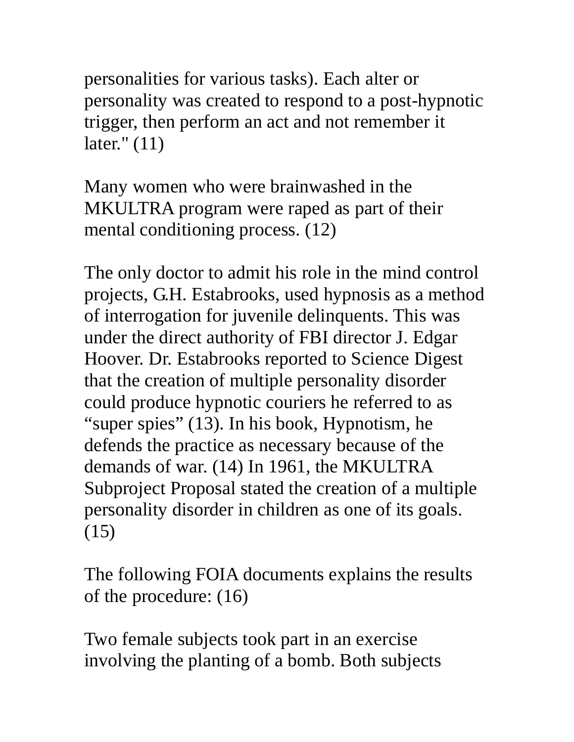personalities for various tasks). Each alter or personality was created to respond to a post-hypnotic trigger, then perform an act and not remember it later." (11)

Many women who were brainwashed in the MKULTRA program were raped as part of their mental conditioning process. (12)

The only doctor to admit his role in the mind control projects, G.H. Estabrooks, used hypnosis as a method of interrogation for juvenile delinquents. This was under the direct authority of FBI director J. Edgar Hoover. Dr. Estabrooks reported to Science Digest that the creation of multiple personality disorder could produce hypnotic couriers he referred to as "super spies" (13). In his book, Hypnotism, he defends the practice as necessary because of the demands of war. (14) In 1961, the MKULTRA Subproject Proposal stated the creation of a multiple personality disorder in children as one of its goals. (15)

The following FOIA documents explains the results of the procedure: (16)

Two female subjects took part in an exercise involving the planting of a bomb. Both subjects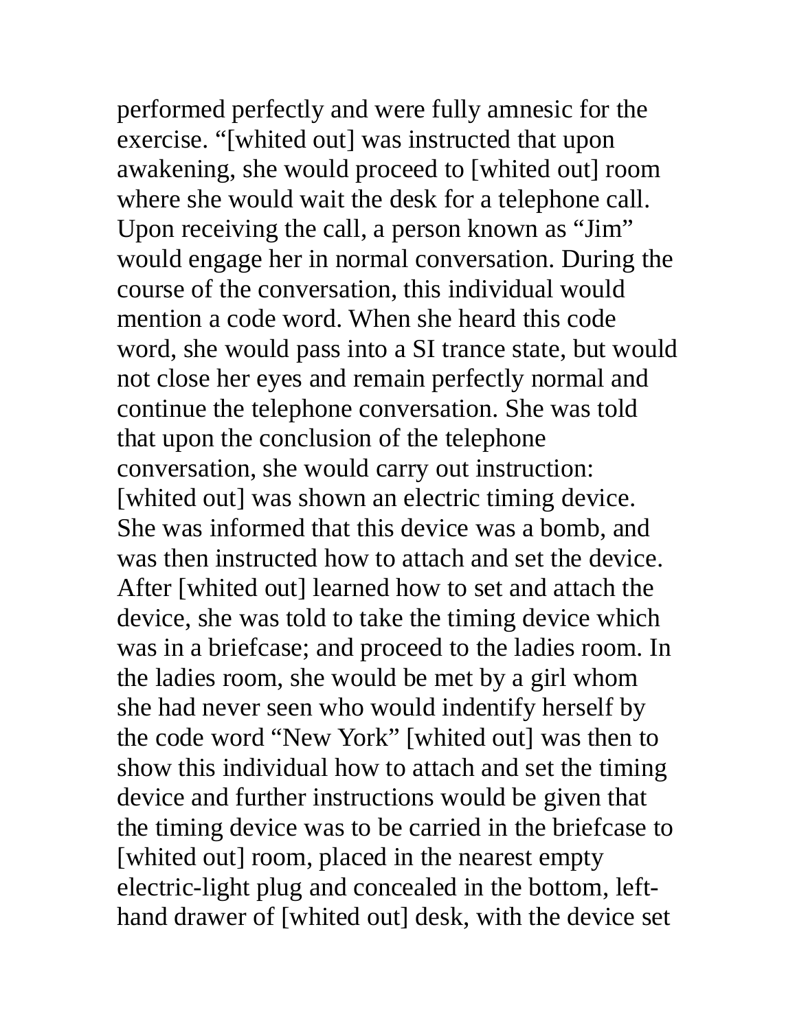performed perfectly and were fully amnesic for the exercise. "[whited out] was instructed that upon awakening, she would proceed to [whited out] room where she would wait the desk for a telephone call. Upon receiving the call, a person known as "Jim" would engage her in normal conversation. During the course of the conversation, this individual would mention a code word. When she heard this code word, she would pass into a SI trance state, but would not close her eyes and remain perfectly normal and continue the telephone conversation. She was told that upon the conclusion of the telephone conversation, she would carry out instruction: [whited out] was shown an electric timing device. She was informed that this device was a bomb, and was then instructed how to attach and set the device. After [whited out] learned how to set and attach the device, she was told to take the timing device which was in a briefcase; and proceed to the ladies room. In the ladies room, she would be met by a girl whom she had never seen who would indentify herself by the code word "New York" [whited out] was then to show this individual how to attach and set the timing device and further instructions would be given that the timing device was to be carried in the briefcase to [whited out] room, placed in the nearest empty electric-light plug and concealed in the bottom, left-hand drawer of [whited out] desk, with the device set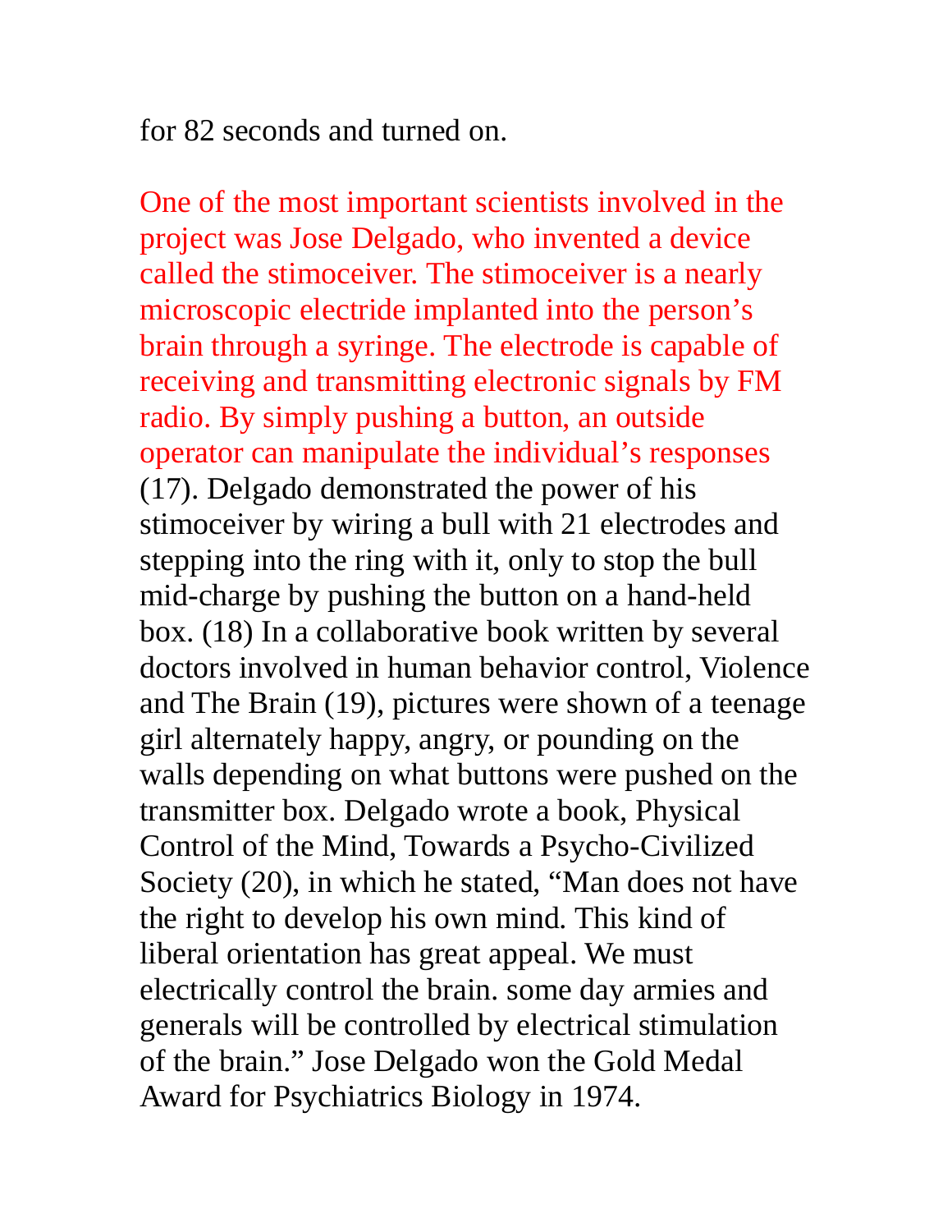for 82 seconds and turned on.

One of the most important scientists involved in the project was Jose Delgado, who invented a device called the stimoceiver. The stimoceiver is a nearly microscopic electride implanted into the person's brain through a syringe. The electrode is capable of receiving and transmitting electronic signals by FM radio. By simply pushing a button, an outside operator can manipulate the individual's responses (17). Delgado demonstrated the power of his stimoceiver by wiring a bull with 21 electrodes and stepping into the ring with it, only to stop the bull mid-charge by pushing the button on a hand-held box. (18) In a collaborative book written by several doctors involved in human behavior control, Violence and The Brain (19), pictures were shown of a teenage girl alternately happy, angry, or pounding on the walls depending on what buttons were pushed on the transmitter box. Delgado wrote a book, Physical Control of the Mind, Towards a Psycho-Civilized Society (20), in which he stated, "Man does not have the right to develop his own mind. This kind of liberal orientation has great appeal. We must electrically control the brain. some day armies and generals will be controlled by electrical stimulation of the brain." Jose Delgado won the Gold Medal Award for Psychiatrics Biology in 1974.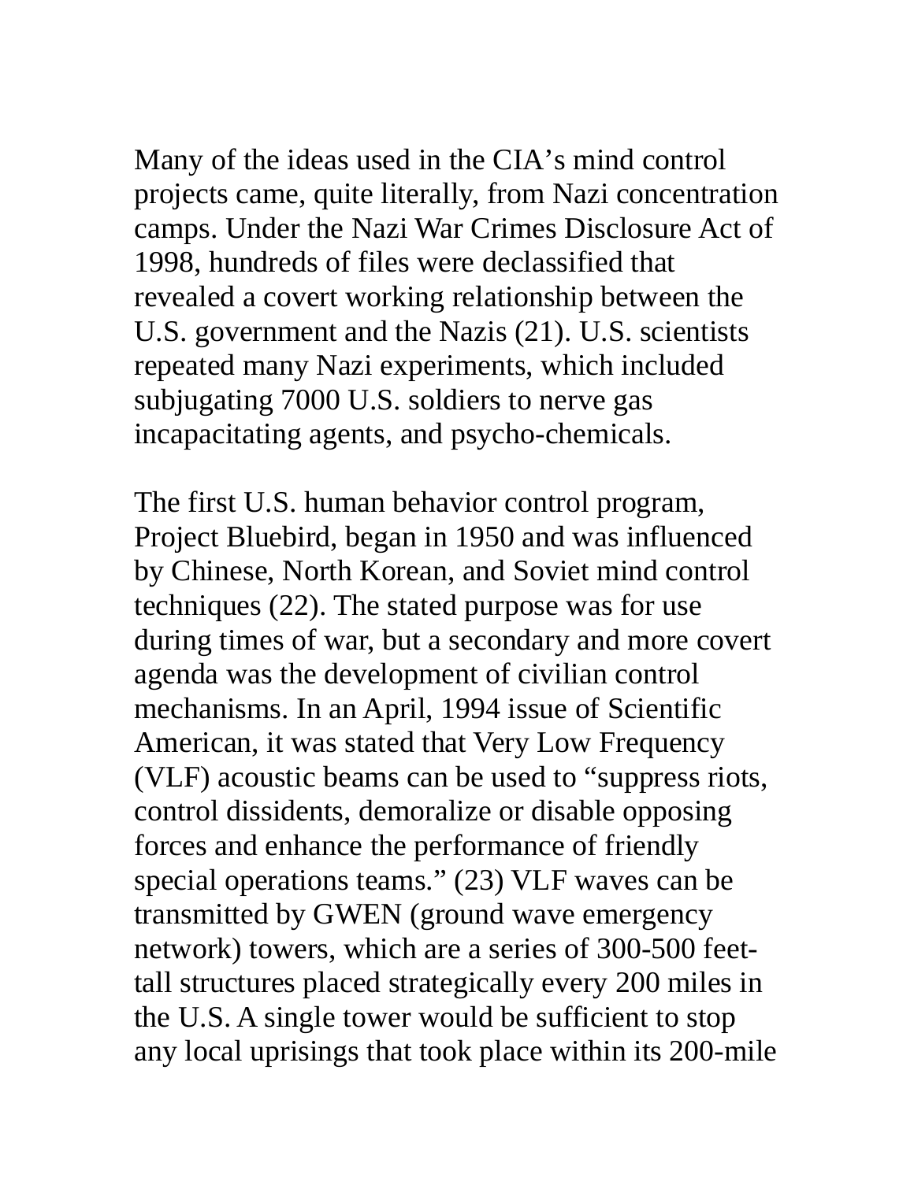Many of the ideas used in the CIA's mind control projects came, quite literally, from Nazi concentration camps. Under the Nazi War Crimes Disclosure Act of 1998, hundreds of files were declassified that revealed a covert working relationship between the U.S. government and the Nazis (21). U.S. scientists repeated many Nazi experiments, which included subjugating 7000 U.S. soldiers to nerve gas incapacitating agents, and psycho-chemicals.

The first U.S. human behavior control program, Project Bluebird, began in 1950 and was influenced by Chinese, North Korean, and Soviet mind control techniques (22). The stated purpose was for use during times of war, but a secondary and more covert agenda was the development of civilian control mechanisms. In an April, 1994 issue of Scientific American, it was stated that Very Low Frequency (VLF) acoustic beams can be used to "suppress riots, control dissidents, demoralize or disable opposing forces and enhance the performance of friendly special operations teams." (23) VLF waves can be transmitted by GWEN (ground wave emergency network) towers, which are a series of 300-500 feet-tall structures placed strategically every 200 miles in the U.S. A single tower would be sufficient to stop any local uprisings that took place within its 200-mile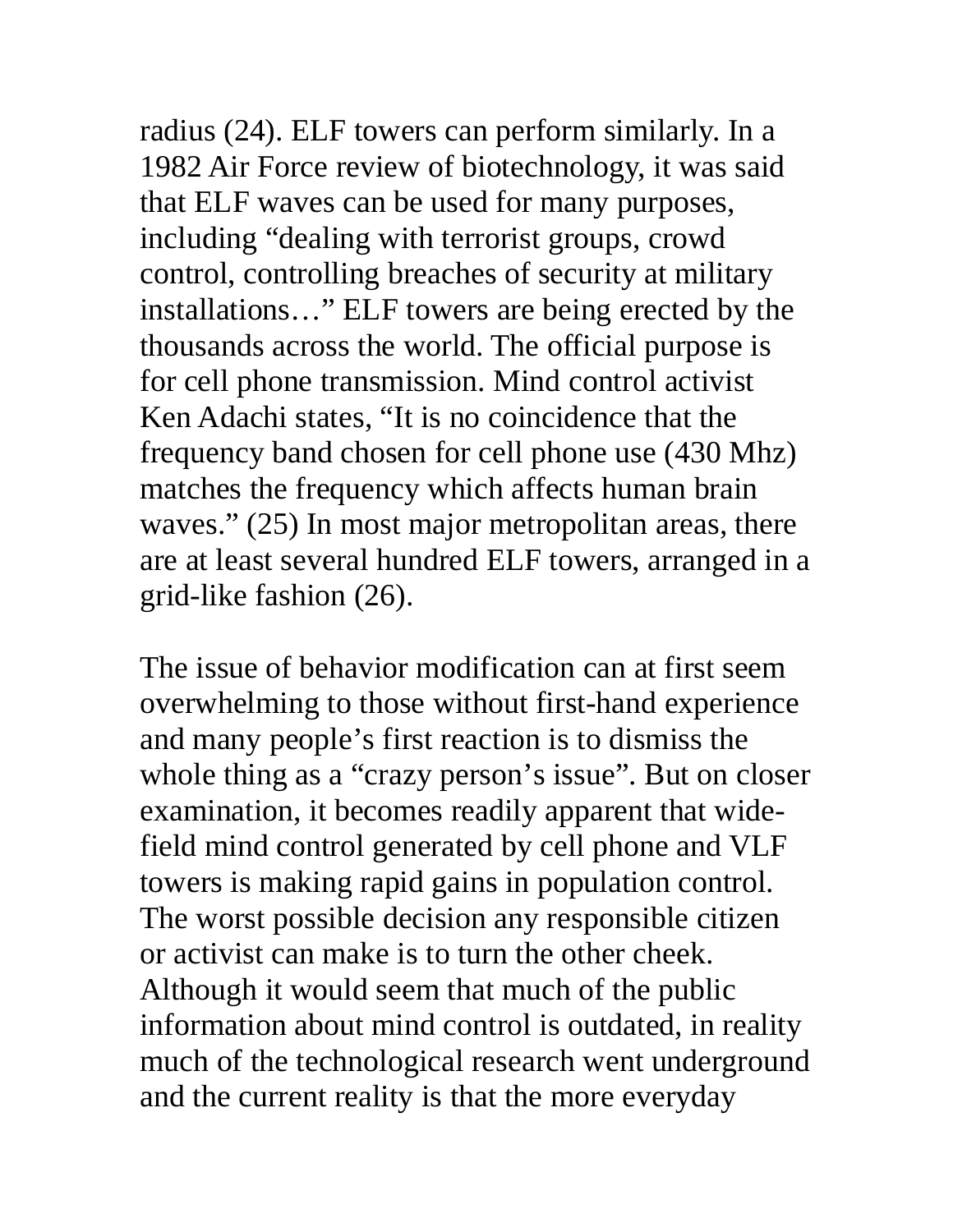radius (24). ELF towers can perform similarly. In a 1982 Air Force review of biotechnology, it was said that ELF waves can be used for many purposes, including "dealing with terrorist groups, crowd control, controlling breaches of security at military installations…" ELF towers are being erected by the thousands across the world. The official purpose is for cell phone transmission. Mind control activist Ken Adachi states, "It is no coincidence that the frequency band chosen for cell phone use (430 Mhz) matches the frequency which affects human brain waves." (25) In most major metropolitan areas, there are at least several hundred ELF towers, arranged in a grid-like fashion (26).

The issue of behavior modification can at first seem overwhelming to those without first-hand experience and many people's first reaction is to dismiss the whole thing as a "crazy person's issue". But on closer examination, it becomes readily apparent that wide-field mind control generated by cell phone and VLF towers is making rapid gains in population control. The worst possible decision any responsible citizen or activist can make is to turn the other cheek. Although it would seem that much of the public information about mind control is outdated, in reality much of the technological research went underground and the current reality is that the more everyday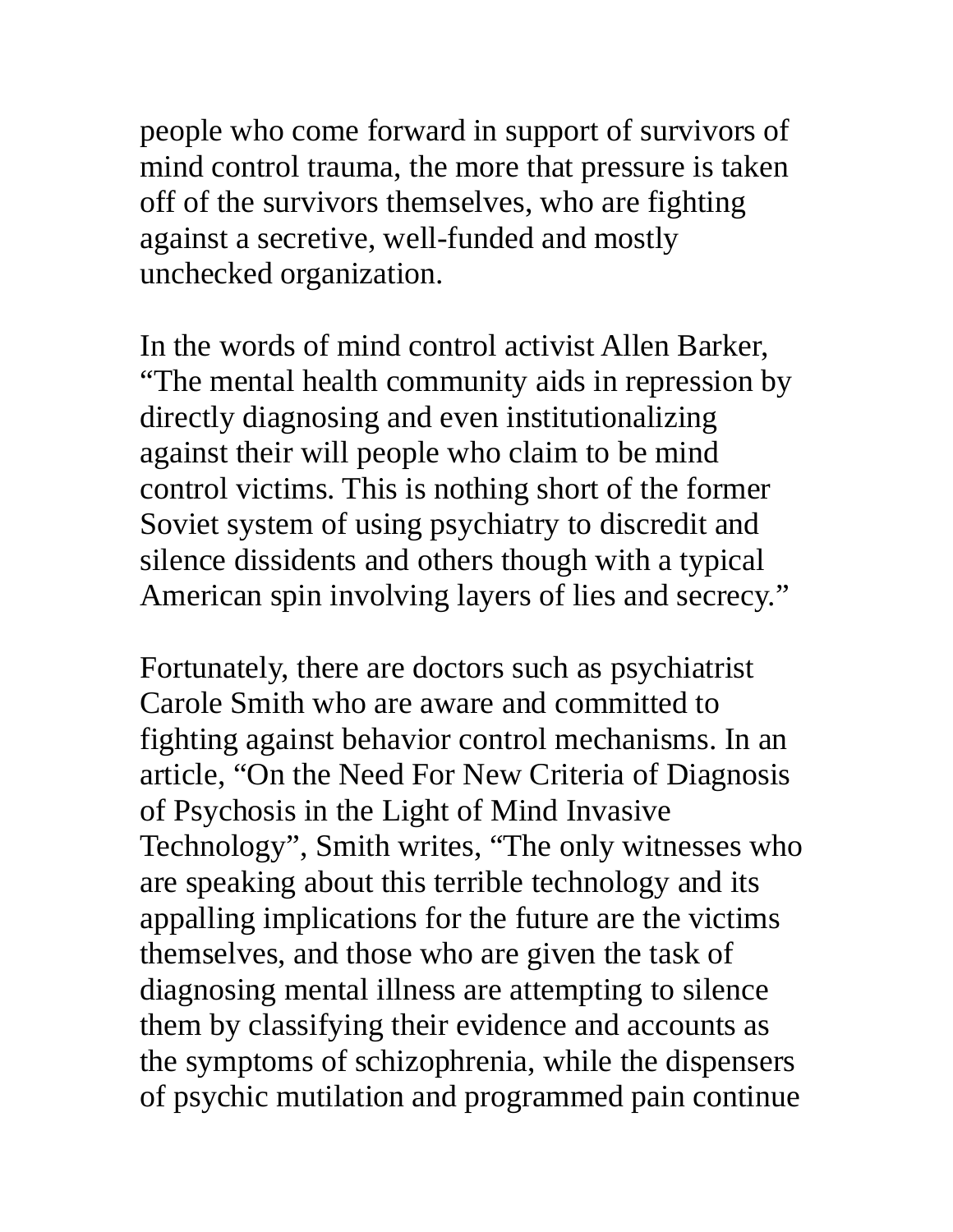people who come forward in support of survivors of mind control trauma, the more that pressure is taken off of the survivors themselves, who are fighting against a secretive, well-funded and mostly unchecked organization.

In the words of mind control activist Allen Barker, "The mental health community aids in repression by directly diagnosing and even institutionalizing against their will people who claim to be mind control victims. This is nothing short of the former Soviet system of using psychiatry to discredit and silence dissidents and others though with a typical American spin involving layers of lies and secrecy."

Fortunately, there are doctors such as psychiatrist Carole Smith who are aware and committed to fighting against behavior control mechanisms. In an article, "On the Need For New Criteria of Diagnosis of Psychosis in the Light of Mind Invasive Technology", Smith writes, "The only witnesses who are speaking about this terrible technology and its appalling implications for the future are the victims themselves, and those who are given the task of diagnosing mental illness are attempting to silence them by classifying their evidence and accounts as the symptoms of schizophrenia, while the dispensers of psychic mutilation and programmed pain continue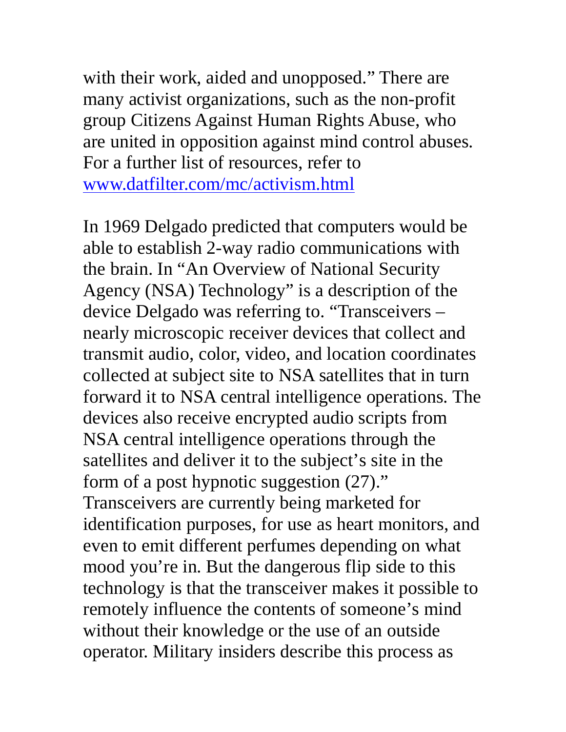with their work, aided and unopposed." There are many activist organizations, such as the non-profit group Citizens Against Human Rights Abuse, who are united in opposition against mind control abuses. For a further list of resources, refer to [www.datfilter.com/mc/activism.html](http://www.datfilter.com/mc/activism.html)

In 1969 Delgado predicted that computers would be able to establish 2-way radio communications with the brain. In "An Overview of National Security Agency (NSA) Technology" is a description of the device Delgado was referring to. "Transceivers – nearly microscopic receiver devices that collect and transmit audio, color, video, and location coordinates collected at subject site to NSA satellites that in turn forward it to NSA central intelligence operations. The devices also receive encrypted audio scripts from NSA central intelligence operations through the satellites and deliver it to the subject's site in the form of a post hypnotic suggestion (27)." Transceivers are currently being marketed for identification purposes, for use as heart monitors, and even to emit different perfumes depending on what mood you're in. But the dangerous flip side to this technology is that the transceiver makes it possible to remotely influence the contents of someone's mind without their knowledge or the use of an outside operator. Military insiders describe this process as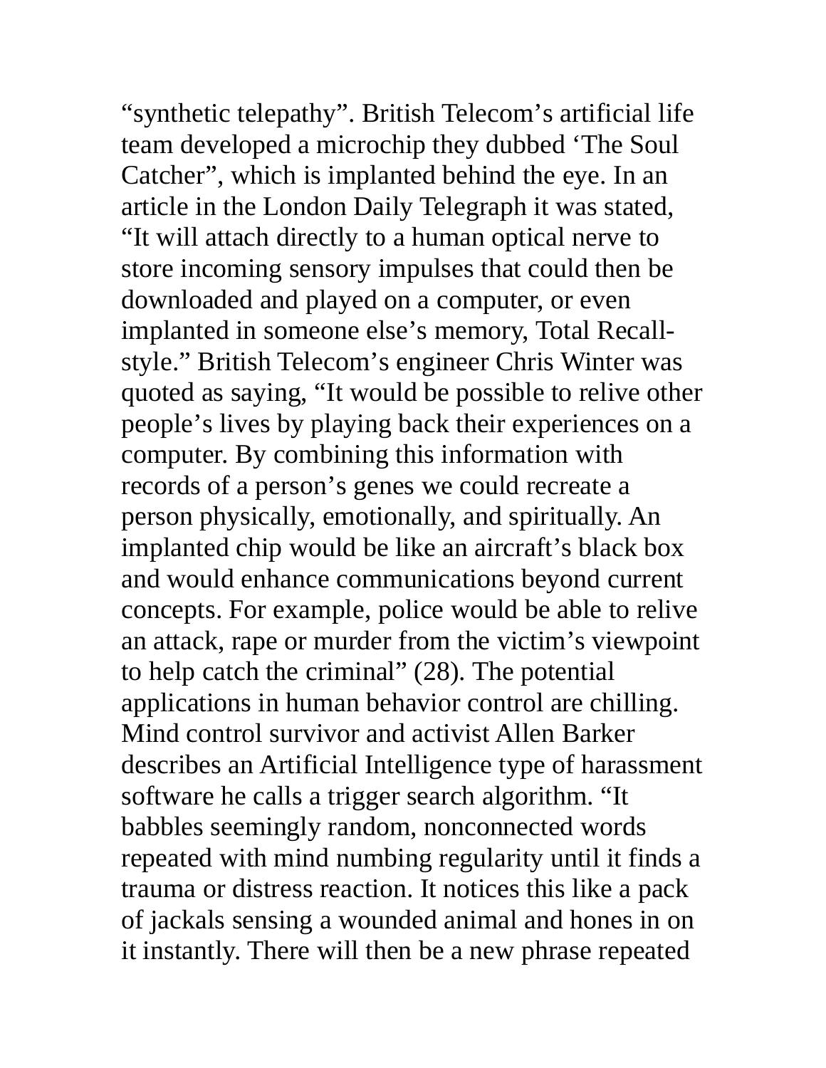"synthetic telepathy". British Telecom's artificial life team developed a microchip they dubbed 'The Soul Catcher", which is implanted behind the eye. In an article in the London Daily Telegraph it was stated, "It will attach directly to a human optical nerve to store incoming sensory impulses that could then be downloaded and played on a computer, or even implanted in someone else's memory, Total Recall-style." British Telecom's engineer Chris Winter was quoted as saying, "It would be possible to relive other people's lives by playing back their experiences on a computer. By combining this information with records of a person's genes we could recreate a person physically, emotionally, and spiritually. An implanted chip would be like an aircraft's black box and would enhance communications beyond current concepts. For example, police would be able to relive an attack, rape or murder from the victim's viewpoint to help catch the criminal" (28). The potential applications in human behavior control are chilling. Mind control survivor and activist Allen Barker describes an Artificial Intelligence type of harassment software he calls a trigger search algorithm. "It babbles seemingly random, nonconnected words repeated with mind numbing regularity until it finds a trauma or distress reaction. It notices this like a pack of jackals sensing a wounded animal and hones in on it instantly. There will then be a new phrase repeated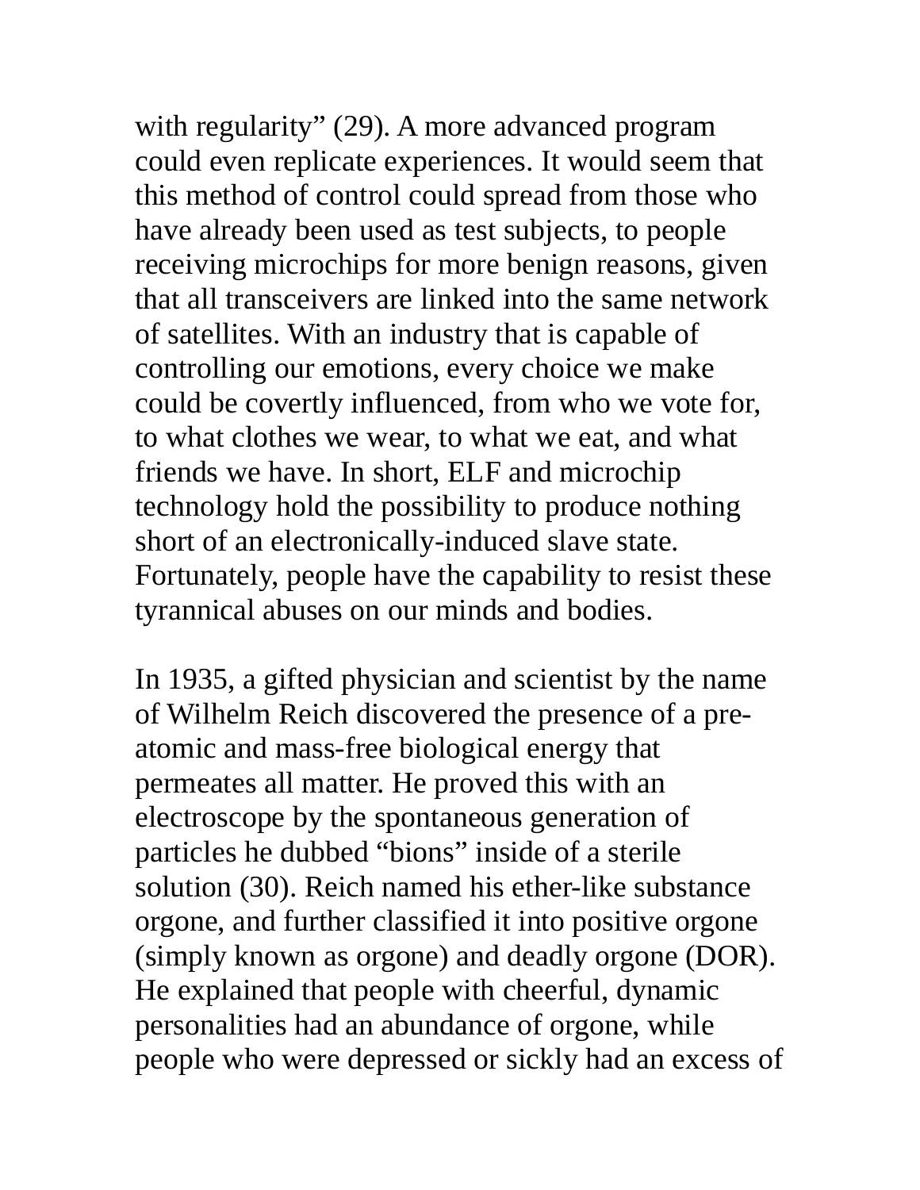with regularity" (29). A more advanced program could even replicate experiences. It would seem that this method of control could spread from those who have already been used as test subjects, to people receiving microchips for more benign reasons, given that all transceivers are linked into the same network of satellites. With an industry that is capable of controlling our emotions, every choice we make could be covertly influenced, from who we vote for, to what clothes we wear, to what we eat, and what friends we have. In short, ELF and microchip technology hold the possibility to produce nothing short of an electronically-induced slave state. Fortunately, people have the capability to resist these tyrannical abuses on our minds and bodies.

In 1935, a gifted physician and scientist by the name of Wilhelm Reich discovered the presence of a pre-atomic and mass-free biological energy that permeates all matter. He proved this with an electroscope by the spontaneous generation of particles he dubbed "bions" inside of a sterile solution (30). Reich named his ether-like substance orgone, and further classified it into positive orgone (simply known as orgone) and deadly orgone (DOR). He explained that people with cheerful, dynamic personalities had an abundance of orgone, while people who were depressed or sickly had an excess of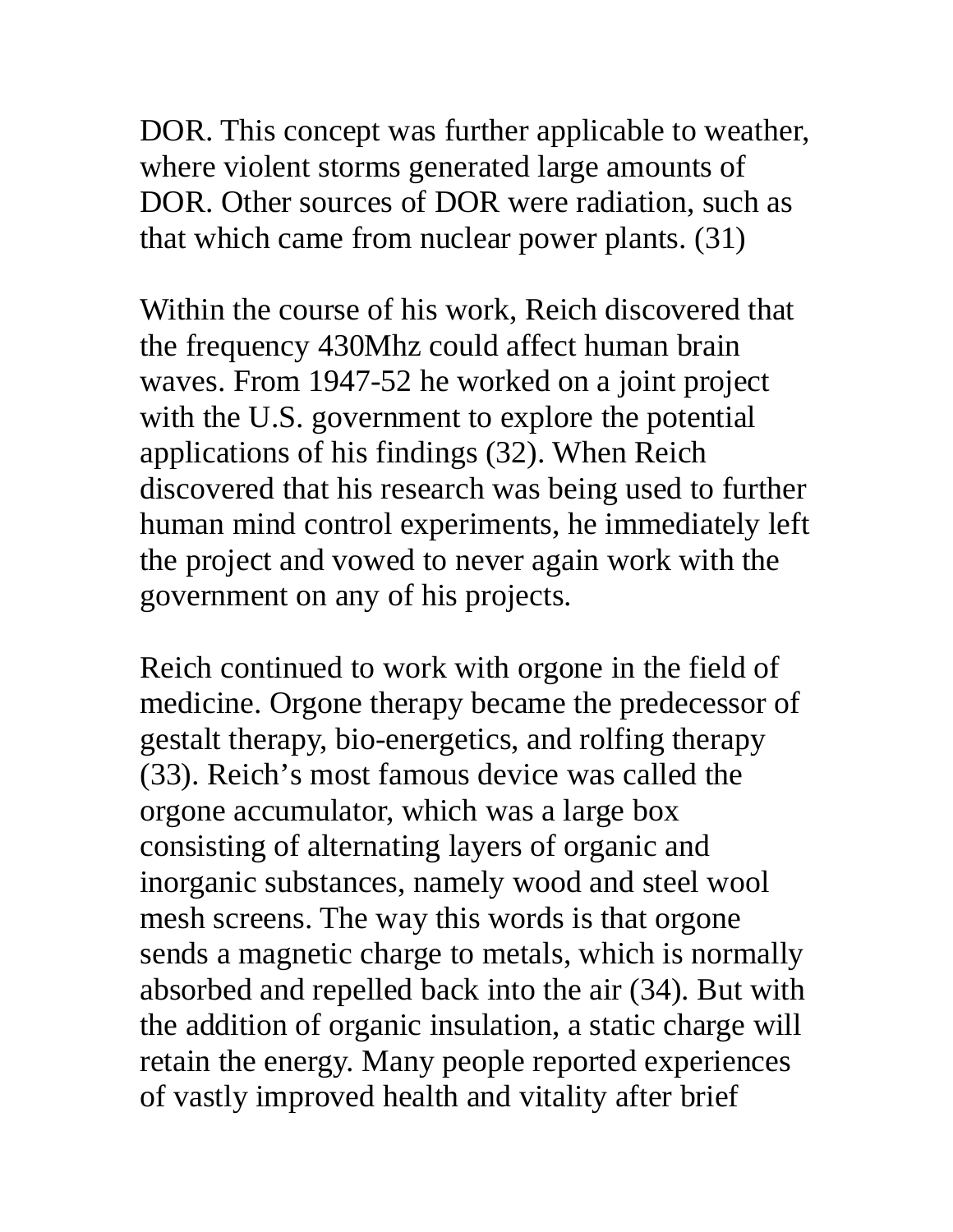DOR. This concept was further applicable to weather, where violent storms generated large amounts of DOR. Other sources of DOR were radiation, such as that which came from nuclear power plants. (31)

Within the course of his work, Reich discovered that the frequency 430Mhz could affect human brain waves. From 1947-52 he worked on a joint project with the U.S. government to explore the potential applications of his findings (32). When Reich discovered that his research was being used to further human mind control experiments, he immediately left the project and vowed to never again work with the government on any of his projects.

Reich continued to work with orgone in the field of medicine. Orgone therapy became the predecessor of gestalt therapy, bio-energetics, and rolfing therapy (33). Reich's most famous device was called the orgone accumulator, which was a large box consisting of alternating layers of organic and inorganic substances, namely wood and steel wool mesh screens. The way this words is that orgone sends a magnetic charge to metals, which is normally absorbed and repelled back into the air (34). But with the addition of organic insulation, a static charge will retain the energy. Many people reported experiences of vastly improved health and vitality after brief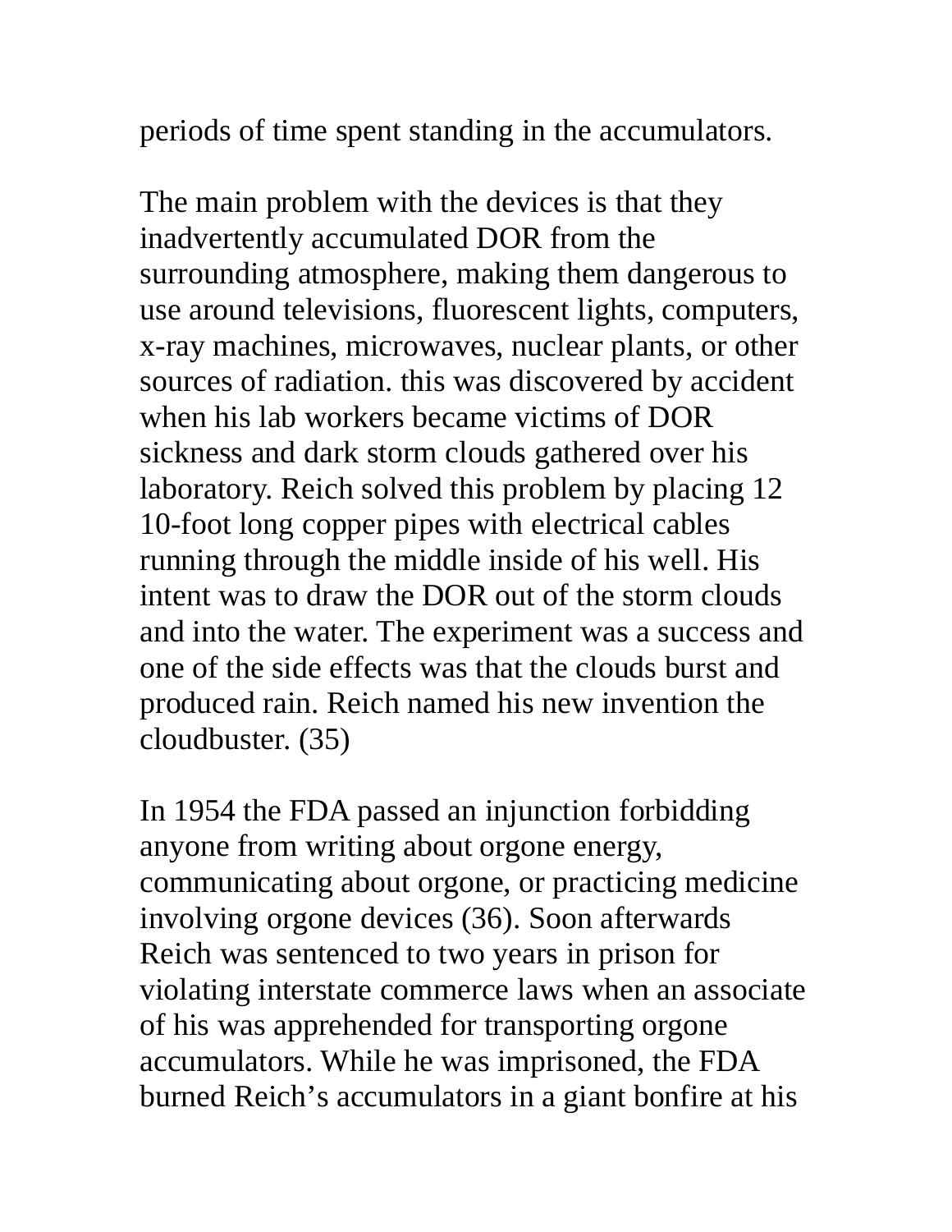periods of time spent standing in the accumulators.

The main problem with the devices is that they inadvertently accumulated DOR from the surrounding atmosphere, making them dangerous to use around televisions, fluorescent lights, computers, x-ray machines, microwaves, nuclear plants, or other sources of radiation. this was discovered by accident when his lab workers became victims of DOR sickness and dark storm clouds gathered over his laboratory. Reich solved this problem by placing 12 10-foot long copper pipes with electrical cables running through the middle inside of his well. His intent was to draw the DOR out of the storm clouds and into the water. The experiment was a success and one of the side effects was that the clouds burst and produced rain. Reich named his new invention the cloudbuster. (35)

In 1954 the FDA passed an injunction forbidding anyone from writing about orgone energy, communicating about orgone, or practicing medicine involving orgone devices (36). Soon afterwards Reich was sentenced to two years in prison for violating interstate commerce laws when an associate of his was apprehended for transporting orgone accumulators. While he was imprisoned, the FDA burned Reich's accumulators in a giant bonfire at his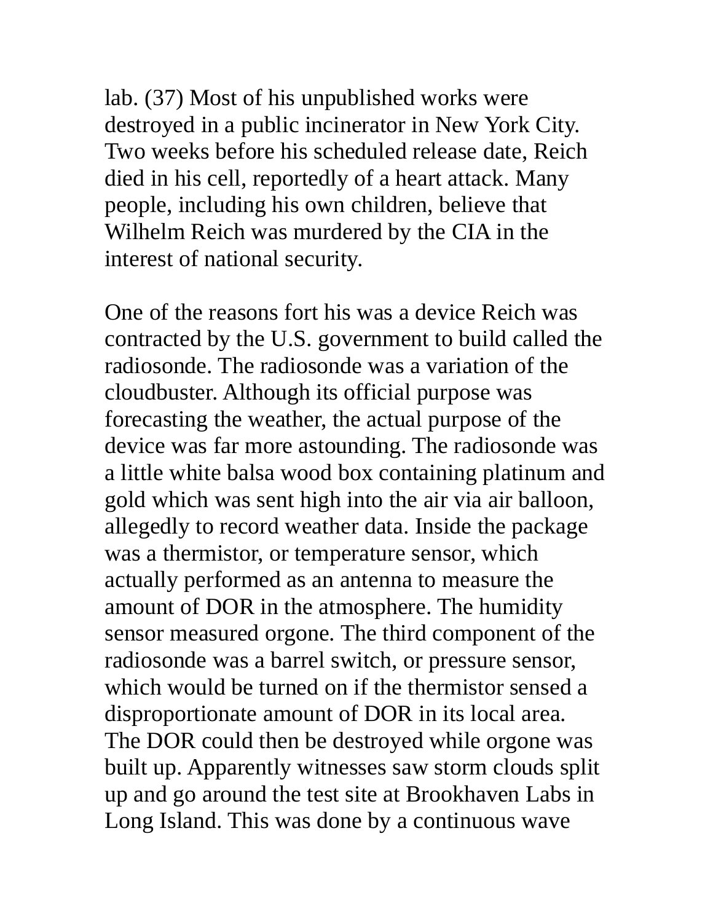lab. (37) Most of his unpublished works were destroyed in a public incinerator in New York City. Two weeks before his scheduled release date, Reich died in his cell, reportedly of a heart attack. Many people, including his own children, believe that Wilhelm Reich was murdered by the CIA in the interest of national security.

One of the reasons fort his was a device Reich was contracted by the U.S. government to build called the radiosonde. The radiosonde was a variation of the cloudbuster. Although its official purpose was forecasting the weather, the actual purpose of the device was far more astounding. The radiosonde was a little white balsa wood box containing platinum and gold which was sent high into the air via air balloon, allegedly to record weather data. Inside the package was a thermistor, or temperature sensor, which actually performed as an antenna to measure the amount of DOR in the atmosphere. The humidity sensor measured orgone. The third component of the radiosonde was a barrel switch, or pressure sensor, which would be turned on if the thermistor sensed a disproportionate amount of DOR in its local area. The DOR could then be destroyed while orgone was built up. Apparently witnesses saw storm clouds split up and go around the test site at Brookhaven Labs in Long Island. This was done by a continuous wave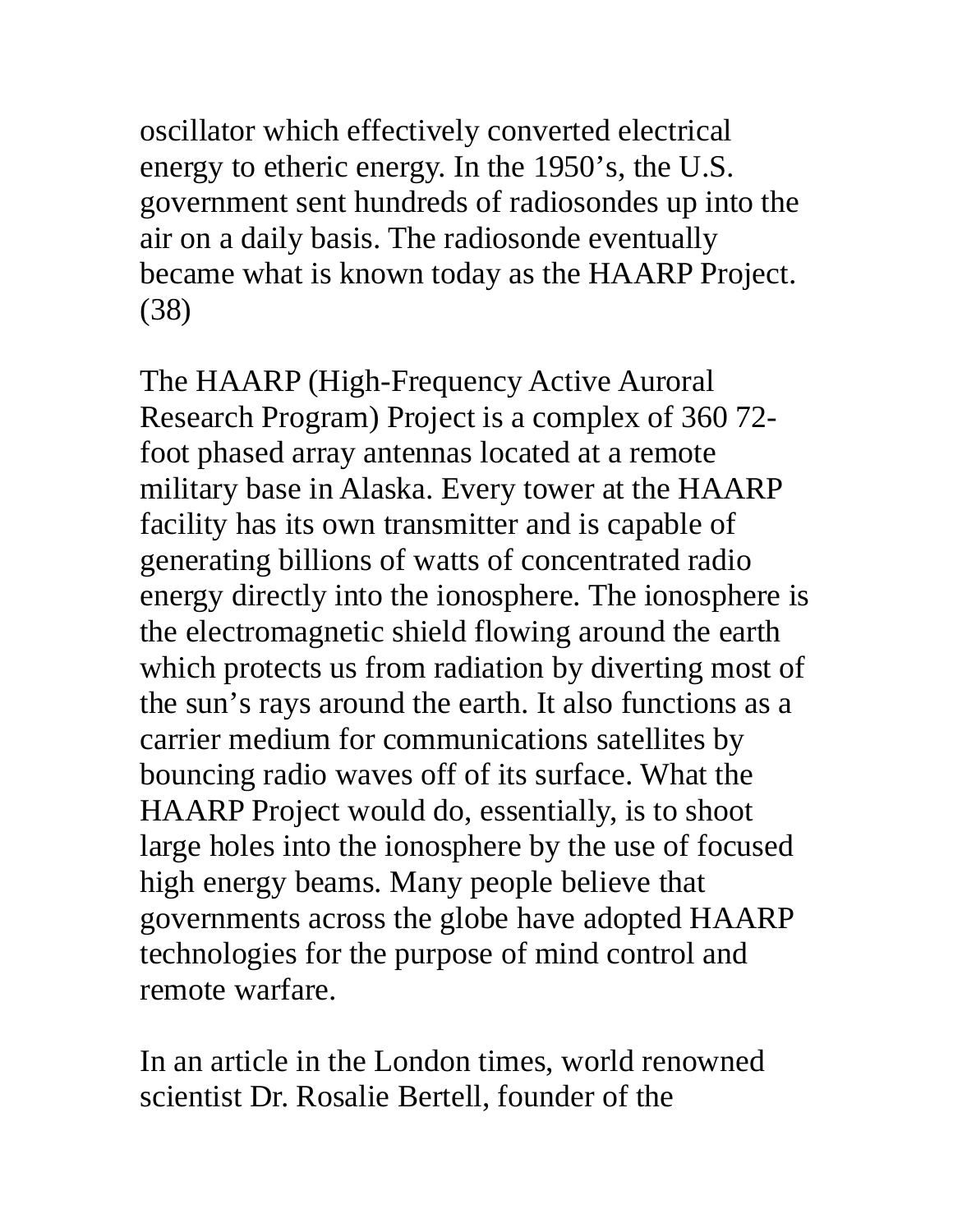oscillator which effectively converted electrical energy to etheric energy. In the 1950's, the U.S. government sent hundreds of radiosondes up into the air on a daily basis. The radiosonde eventually became what is known today as the HAARP Project. (38)

The HAARP (High-Frequency Active Auroral Research Program) Project is a complex of 360 72-foot phased array antennas located at a remote military base in Alaska. Every tower at the HAARP facility has its own transmitter and is capable of generating billions of watts of concentrated radio energy directly into the ionosphere. The ionosphere is the electromagnetic shield flowing around the earth which protects us from radiation by diverting most of the sun's rays around the earth. It also functions as a carrier medium for communications satellites by bouncing radio waves off of its surface. What the HAARP Project would do, essentially, is to shoot large holes into the ionosphere by the use of focused high energy beams. Many people believe that governments across the globe have adopted HAARP technologies for the purpose of mind control and remote warfare.

In an article in the London times, world renowned scientist Dr. Rosalie Bertell, founder of the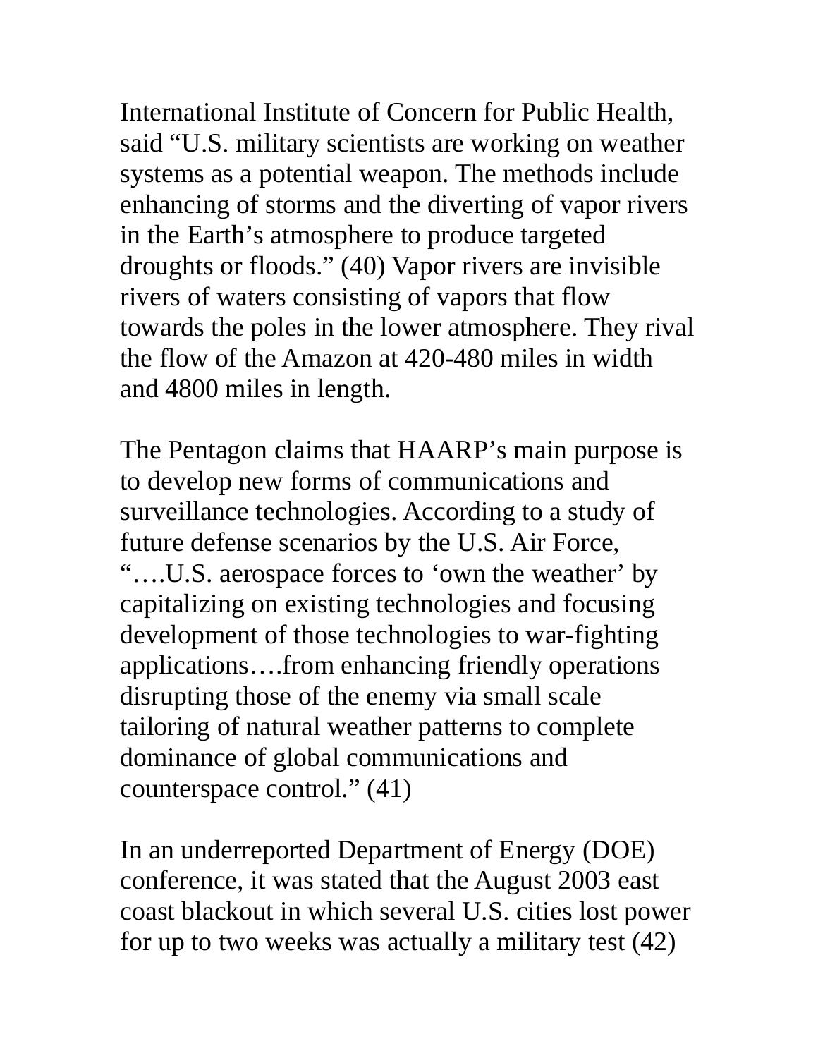International Institute of Concern for Public Health, said "U.S. military scientists are working on weather systems as a potential weapon. The methods include enhancing of storms and the diverting of vapor rivers in the Earth's atmosphere to produce targeted droughts or floods." (40) Vapor rivers are invisible rivers of waters consisting of vapors that flow towards the poles in the lower atmosphere. They rival the flow of the Amazon at 420-480 miles in width and 4800 miles in length.

The Pentagon claims that HAARP's main purpose is to develop new forms of communications and surveillance technologies. According to a study of future defense scenarios by the U.S. Air Force, "….U.S. aerospace forces to 'own the weather' by capitalizing on existing technologies and focusing development of those technologies to war-fighting applications….from enhancing friendly operations disrupting those of the enemy via small scale tailoring of natural weather patterns to complete dominance of global communications and counterspace control." (41)

In an underreported Department of Energy (DOE) conference, it was stated that the August 2003 east coast blackout in which several U.S. cities lost power for up to two weeks was actually a military test (42)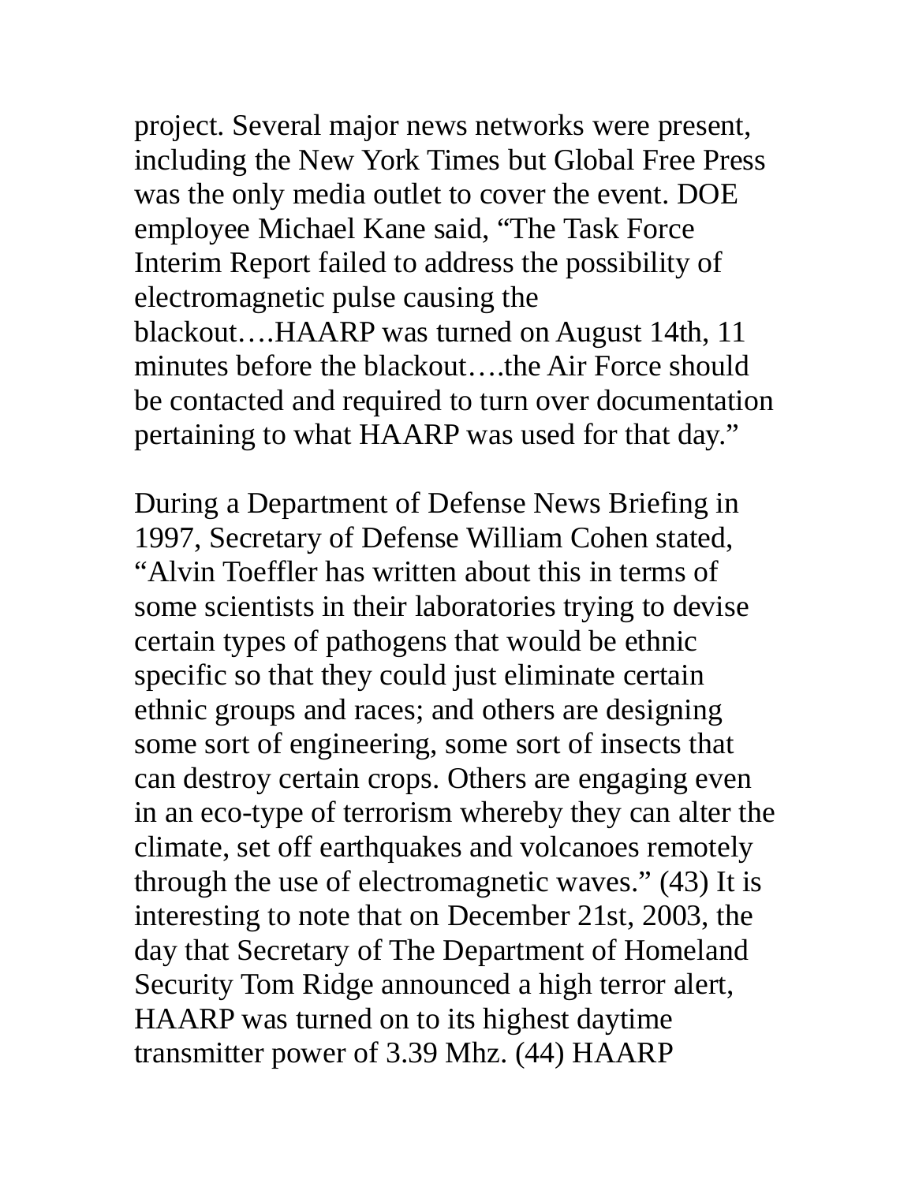project. Several major news networks were present, including the New York Times but Global Free Press was the only media outlet to cover the event. DOE employee Michael Kane said, “The Task Force Interim Report failed to address the possibility of electromagnetic pulse causing the blackout….HAARP was turned on August 14th, 11 minutes before the blackout….the Air Force should be contacted and required to turn over documentation pertaining to what HAARP was used for that day.”

During a Department of Defense News Briefing in 1997, Secretary of Defense William Cohen stated, “Alvin Toeffler has written about this in terms of some scientists in their laboratories trying to devise certain types of pathogens that would be ethnic specific so that they could just eliminate certain ethnic groups and races; and others are designing some sort of engineering, some sort of insects that can destroy certain crops. Others are engaging even in an eco-type of terrorism whereby they can alter the climate, set off earthquakes and volcanoes remotely through the use of electromagnetic waves.” (43) It is interesting to note that on December 21st, 2003, the day that Secretary of The Department of Homeland Security Tom Ridge announced a high terror alert, HAARP was turned on to its highest daytime transmitter power of 3.39 Mhz. (44) HAARP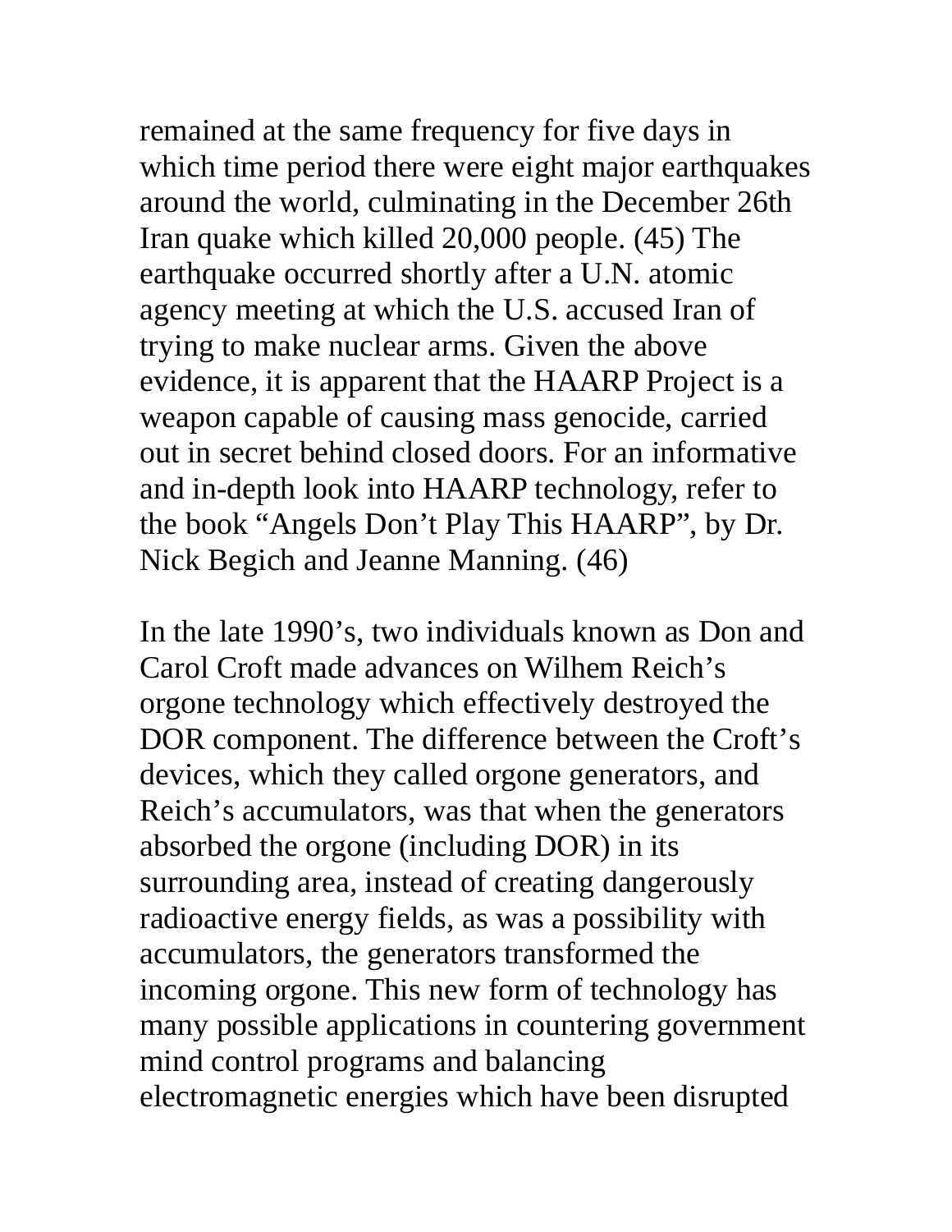remained at the same frequency for five days in which time period there were eight major earthquakes around the world, culminating in the December 26th Iran quake which killed 20,000 people. (45) The earthquake occurred shortly after a U.N. atomic agency meeting at which the U.S. accused Iran of trying to make nuclear arms. Given the above evidence, it is apparent that the HAARP Project is a weapon capable of causing mass genocide, carried out in secret behind closed doors. For an informative and in-depth look into HAARP technology, refer to the book "Angels Don't Play This HAARP", by Dr. Nick Begich and Jeanne Manning. (46)

In the late 1990's, two individuals known as Don and Carol Croft made advances on Wilhem Reich's orgone technology which effectively destroyed the DOR component. The difference between the Croft's devices, which they called orgone generators, and Reich's accumulators, was that when the generators absorbed the orgone (including DOR) in its surrounding area, instead of creating dangerously radioactive energy fields, as was a possibility with accumulators, the generators transformed the incoming orgone. This new form of technology has many possible applications in countering government mind control programs and balancing electromagnetic energies which have been disrupted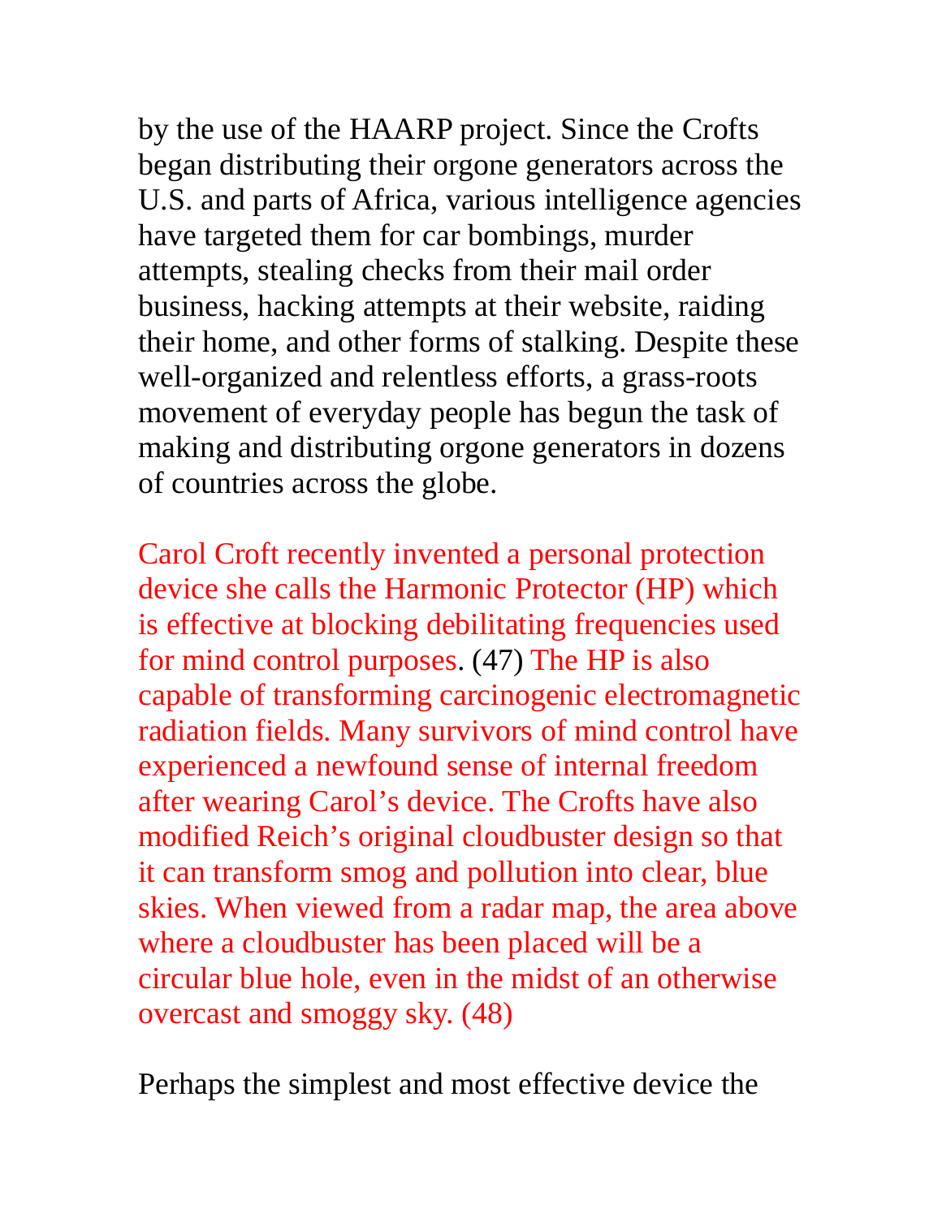by the use of the HAARP project. Since the Crofts began distributing their orgone generators across the U.S. and parts of Africa, various intelligence agencies have targeted them for car bombings, murder attempts, stealing checks from their mail order business, hacking attempts at their website, raiding their home, and other forms of stalking. Despite these well-organized and relentless efforts, a grass-roots movement of everyday people has begun the task of making and distributing orgone generators in dozens of countries across the globe.

Carol Croft recently invented a personal protection device she calls the Harmonic Protector (HP) which is effective at blocking debilitating frequencies used for mind control purposes. (47) The HP is also capable of transforming carcinogenic electromagnetic radiation fields. Many survivors of mind control have experienced a newfound sense of internal freedom after wearing Carol's device. The Crofts have also modified Reich's original cloudbuster design so that it can transform smog and pollution into clear, blue skies. When viewed from a radar map, the area above where a cloudbuster has been placed will be a circular blue hole, even in the midst of an otherwise overcast and smoggy sky. (48)

Perhaps the simplest and most effective device the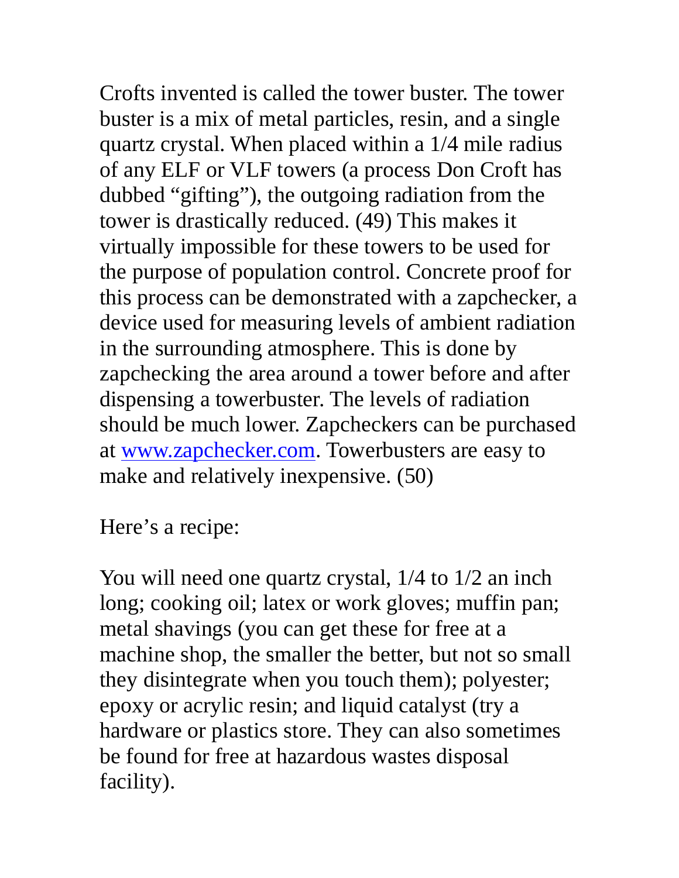Crofts invented is called the tower buster. The tower buster is a mix of metal particles, resin, and a single quartz crystal. When placed within a 1/4 mile radius of any ELF or VLF towers (a process Don Croft has dubbed "gifting"), the outgoing radiation from the tower is drastically reduced. (49) This makes it virtually impossible for these towers to be used for the purpose of population control. Concrete proof for this process can be demonstrated with a zapchecker, a device used for measuring levels of ambient radiation in the surrounding atmosphere. This is done by zapchecking the area around a tower before and after dispensing a towerbuster. The levels of radiation should be much lower. Zapcheckers can be purchased at [www.zapchecker.com](http://www.zapchecker.com). Towerbusters are easy to make and relatively inexpensive. (50)

Here's a recipe:

You will need one quartz crystal, 1/4 to 1/2 an inch long; cooking oil; latex or work gloves; muffin pan; metal shavings (you can get these for free at a machine shop, the smaller the better, but not so small they disintegrate when you touch them); polyester; epoxy or acrylic resin; and liquid catalyst (try a hardware or plastics store. They can also sometimes be found for free at hazardous wastes disposal facility).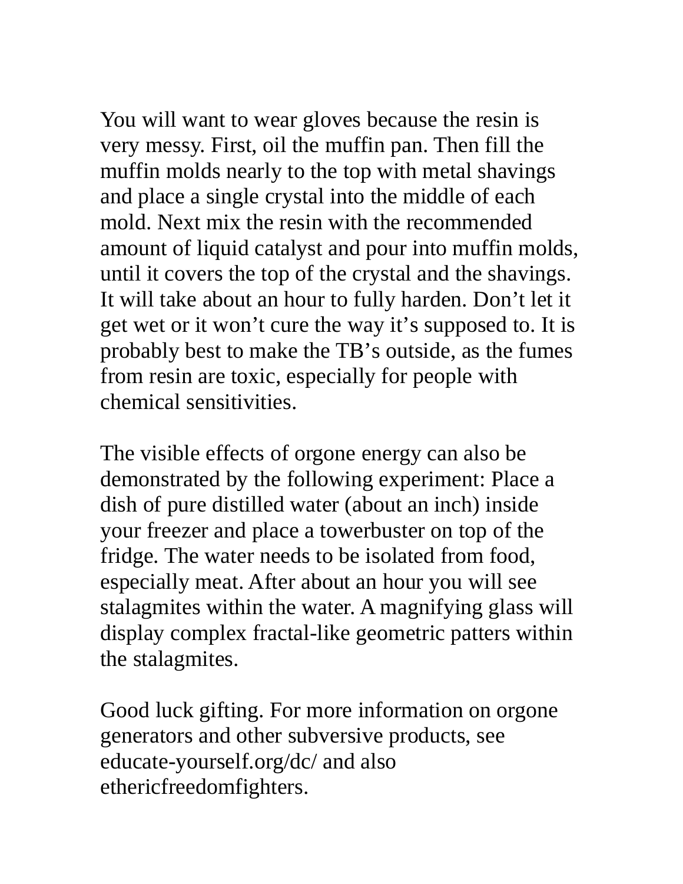You will want to wear gloves because the resin is very messy. First, oil the muffin pan. Then fill the muffin molds nearly to the top with metal shavings and place a single crystal into the middle of each mold. Next mix the resin with the recommended amount of liquid catalyst and pour into muffin molds, until it covers the top of the crystal and the shavings. It will take about an hour to fully harden. Don't let it get wet or it won't cure the way it's supposed to. It is probably best to make the TB's outside, as the fumes from resin are toxic, especially for people with chemical sensitivities.

The visible effects of orgone energy can also be demonstrated by the following experiment: Place a dish of pure distilled water (about an inch) inside your freezer and place a towerbuster on top of the fridge. The water needs to be isolated from food, especially meat. After about an hour you will see stalagmites within the water. A magnifying glass will display complex fractal-like geometric patters within the stalagmites.

Good luck gifting. For more information on orgone generators and other subversive products, see educate-yourself.org/dc/ and also ethericfreedomfighters.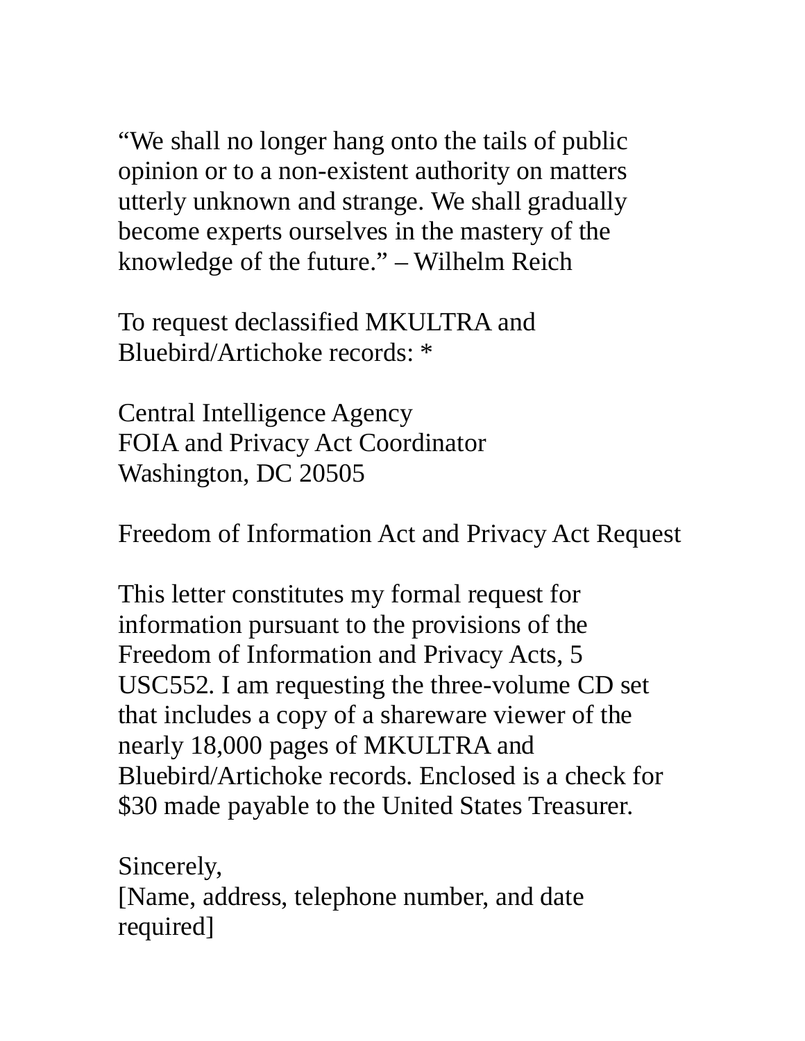“We shall no longer hang onto the tails of public opinion or to a non-existent authority on matters utterly unknown and strange. We shall gradually become experts ourselves in the mastery of the knowledge of the future.” – Wilhelm Reich

To request declassified MKULTRA and Bluebird/Artichoke records: *

Central Intelligence Agency
FOIA and Privacy Act Coordinator
Washington, DC 20505

Freedom of Information Act and Privacy Act Request

This letter constitutes my formal request for information pursuant to the provisions of the Freedom of Information and Privacy Acts, 5 USC552. I am requesting the three-volume CD set that includes a copy of a shareware viewer of the nearly 18,000 pages of MKULTRA and Bluebird/Artichoke records. Enclosed is a check for $30 made payable to the United States Treasurer.

Sincerely,
[Name, address, telephone number, and date required]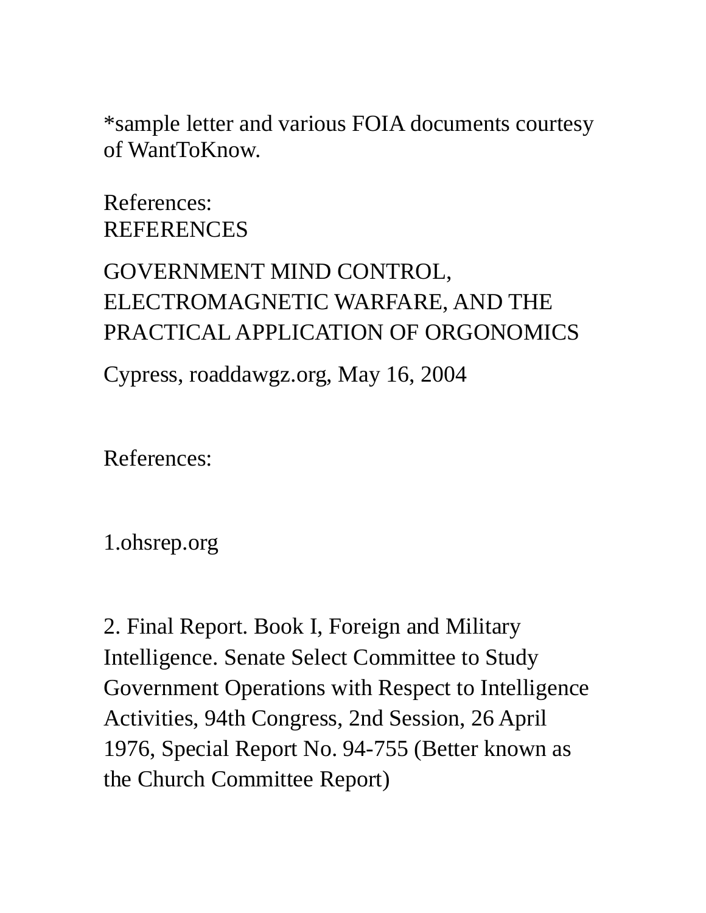*sample letter and various FOIA documents courtesy of WantToKnow.

References:
REFERENCES

GOVERNMENT MIND CONTROL, ELECTROMAGNETIC WARFARE, AND THE PRACTICAL APPLICATION OF ORGONOMICS

Cypress, roaddawgz.org, May 16, 2004

References:

1.ohsrep.org

2. Final Report. Book I, Foreign and Military Intelligence. Senate Select Committee to Study Government Operations with Respect to Intelligence Activities, 94th Congress, 2nd Session, 26 April 1976, Special Report No. 94-755 (Better known as the Church Committee Report)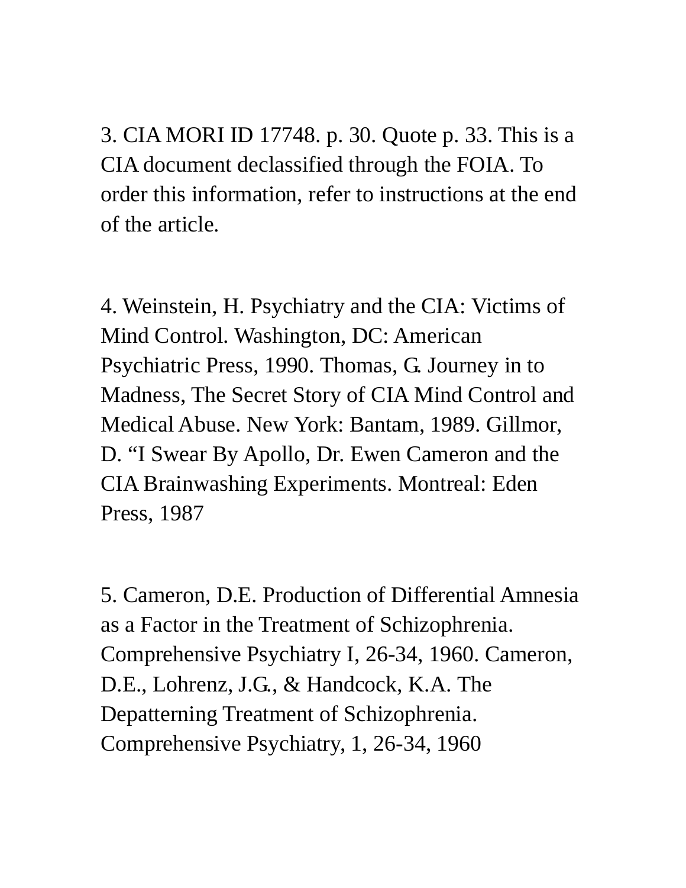3. CIA MORI ID 17748. p. 30. Quote p. 33. This is a CIA document declassified through the FOIA. To order this information, refer to instructions at the end of the article.

4. Weinstein, H. Psychiatry and the CIA: Victims of Mind Control. Washington, DC: American Psychiatric Press, 1990. Thomas, G. Journey in to Madness, The Secret Story of CIA Mind Control and Medical Abuse. New York: Bantam, 1989. Gillmor, D. "I Swear By Apollo, Dr. Ewen Cameron and the CIA Brainwashing Experiments. Montreal: Eden Press, 1987

5. Cameron, D.E. Production of Differential Amnesia as a Factor in the Treatment of Schizophrenia. Comprehensive Psychiatry I, 26-34, 1960. Cameron, D.E., Lohrenz, J.G., & Handcock, K.A. The Depatterning Treatment of Schizophrenia. Comprehensive Psychiatry, 1, 26-34, 1960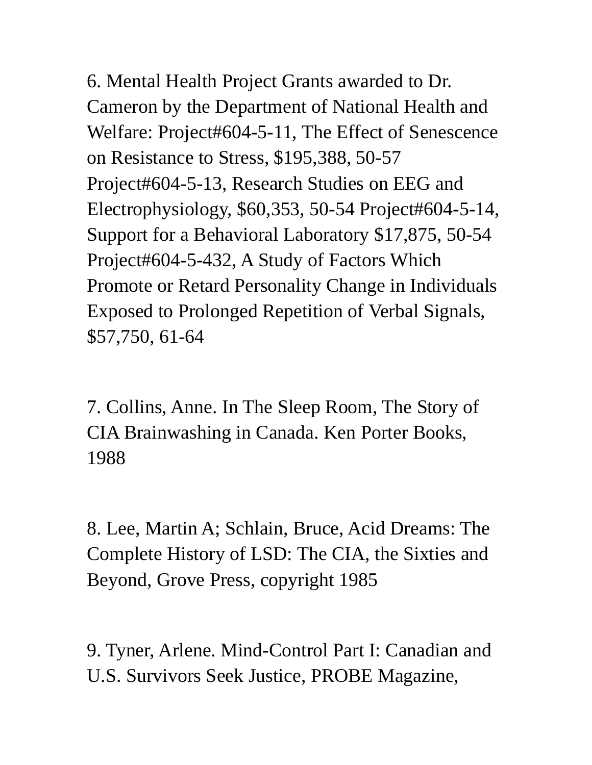6. Mental Health Project Grants awarded to Dr. Cameron by the Department of National Health and Welfare: Project#604-5-11, The Effect of Senescence on Resistance to Stress, $195,388, 50-57 Project#604-5-13, Research Studies on EEG and Electrophysiology, $60,353, 50-54 Project#604-5-14, Support for a Behavioral Laboratory $17,875, 50-54 Project#604-5-432, A Study of Factors Which Promote or Retard Personality Change in Individuals Exposed to Prolonged Repetition of Verbal Signals, $57,750, 61-64

7. Collins, Anne. In The Sleep Room, The Story of CIA Brainwashing in Canada. Ken Porter Books, 1988

8. Lee, Martin A; Schlain, Bruce, Acid Dreams: The Complete History of LSD: The CIA, the Sixties and Beyond, Grove Press, copyright 1985

9. Tyner, Arlene. Mind-Control Part I: Canadian and U.S. Survivors Seek Justice, PROBE Magazine,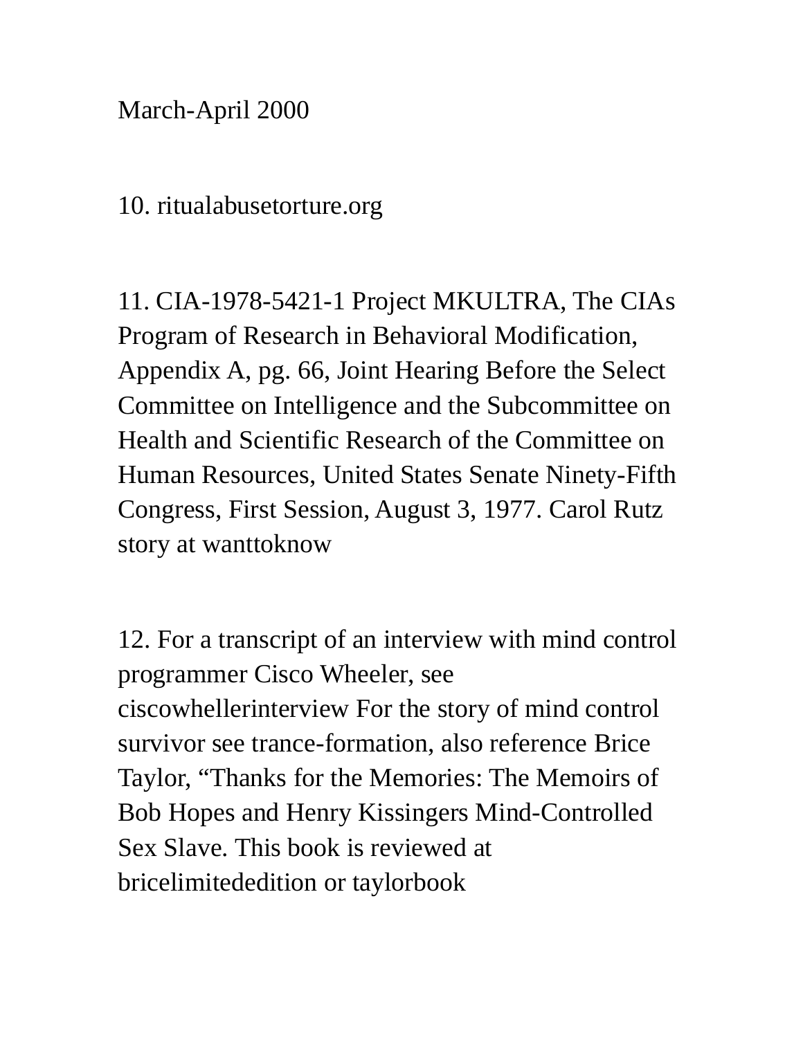March-April 2000

10. ritualabusetorture.org

11. CIA-1978-5421-1 Project MKULTRA, The CIAs Program of Research in Behavioral Modification, Appendix A, pg. 66, Joint Hearing Before the Select Committee on Intelligence and the Subcommittee on Health and Scientific Research of the Committee on Human Resources, United States Senate Ninety-Fifth Congress, First Session, August 3, 1977. Carol Rutz story at wanttoknow

12. For a transcript of an interview with mind control programmer Cisco Wheeler, see ciscowhellerinterview For the story of mind control survivor see trance-formation, also reference Brice Taylor, “Thanks for the Memories: The Memoirs of Bob Hopes and Henry Kissingers Mind-Controlled Sex Slave. This book is reviewed at bricelimitededition or taylorbook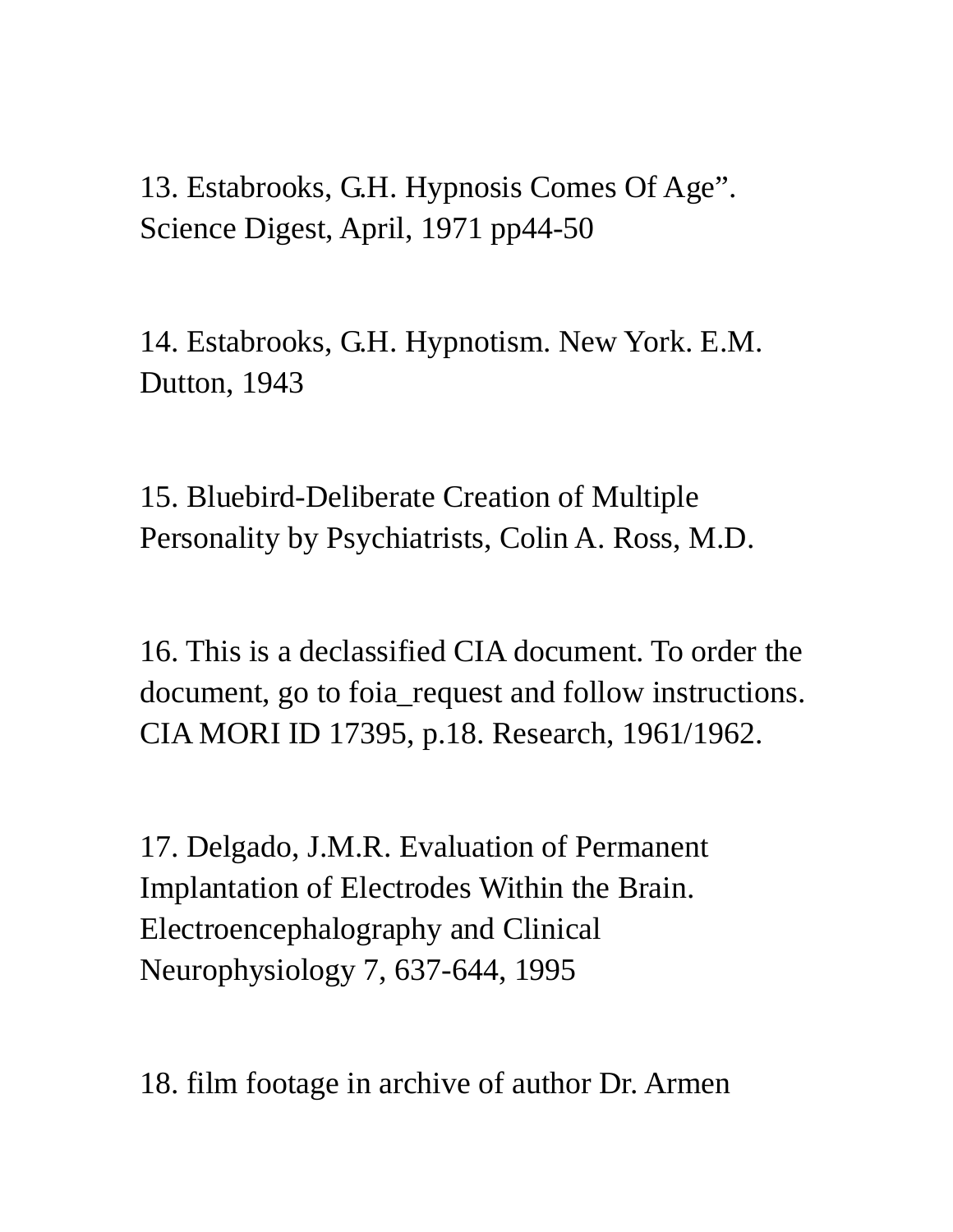13. Estabrooks, G.H. Hypnosis Comes Of Age”. Science Digest, April, 1971 pp44-50

14. Estabrooks, G.H. Hypnotism. New York. E.M. Dutton, 1943

15. Bluebird-Deliberate Creation of Multiple Personality by Psychiatrists, Colin A. Ross, M.D.

16. This is a declassified CIA document. To order the document, go to foia_request and follow instructions. CIA MORI ID 17395, p.18. Research, 1961/1962.

17. Delgado, J.M.R. Evaluation of Permanent Implantation of Electrodes Within the Brain. Electroencephalography and Clinical Neurophysiology 7, 637-644, 1995

18. film footage in archive of author Dr. Armen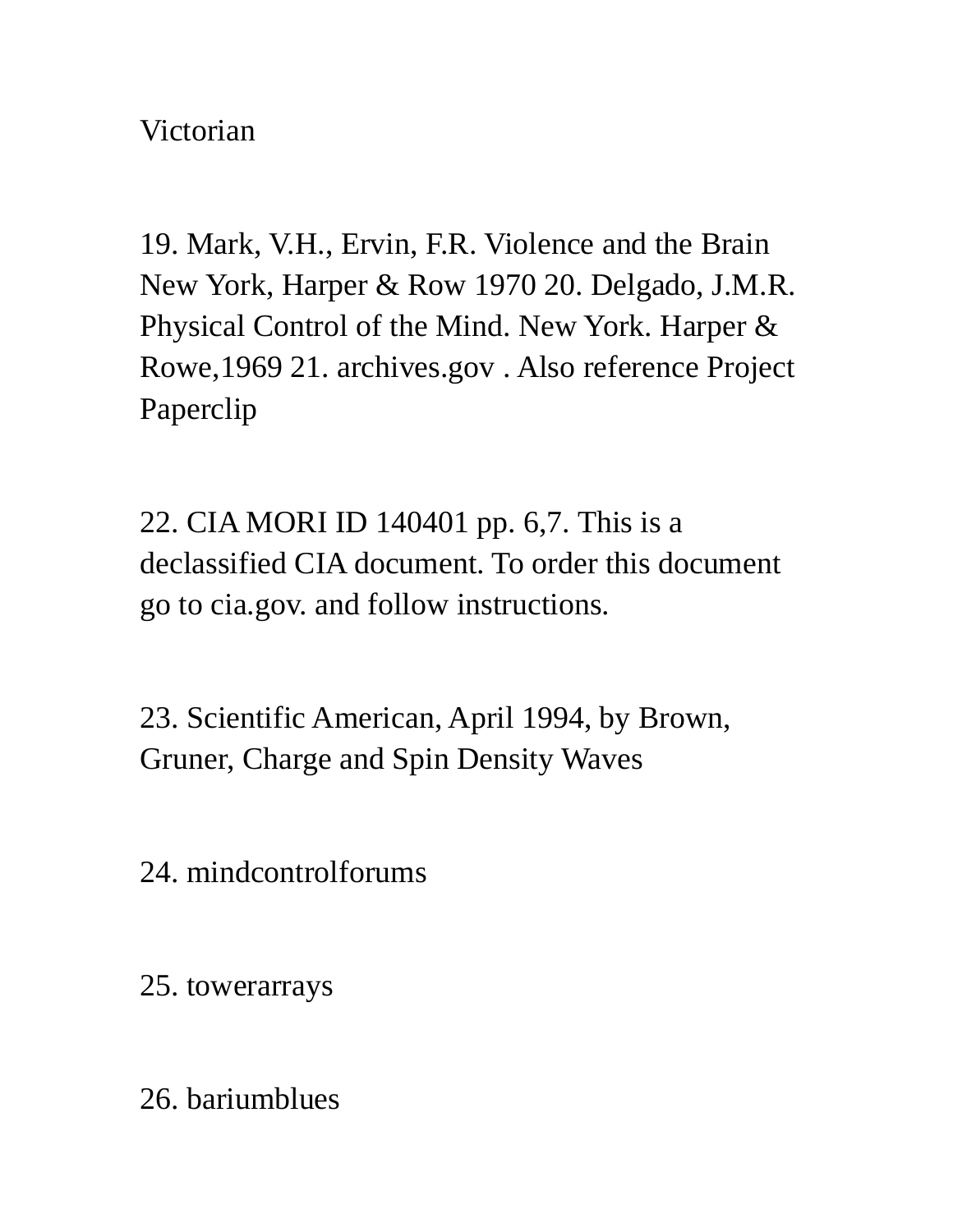Victorian

19. Mark, V.H., Ervin, F.R. Violence and the Brain New York, Harper & Row 1970 20. Delgado, J.M.R. Physical Control of the Mind. New York. Harper & Rowe,1969 21. archives.gov . Also reference Project Paperclip

22. CIA MORI ID 140401 pp. 6,7. This is a declassified CIA document. To order this document go to cia.gov. and follow instructions.

23. Scientific American, April 1994, by Brown, Gruner, Charge and Spin Density Waves

24. mindcontrolforums

25. towerarrays

26. bariumblues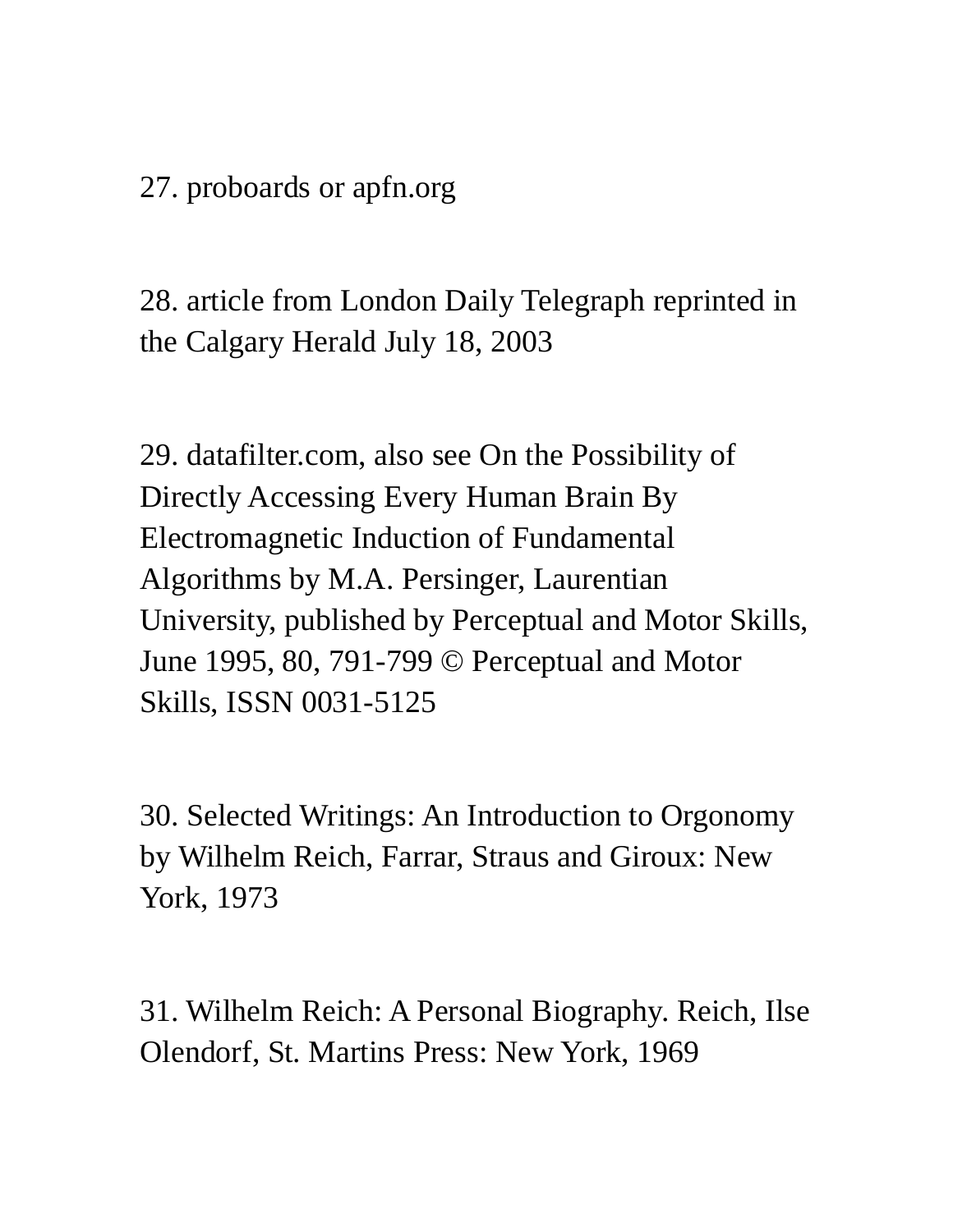27. proboards or apfn.org

28. article from London Daily Telegraph reprinted in the Calgary Herald July 18, 2003

29. datafilter.com, also see On the Possibility of Directly Accessing Every Human Brain By Electromagnetic Induction of Fundamental Algorithms by M.A. Persinger, Laurentian University, published by Perceptual and Motor Skills, June 1995, 80, 791-799 © Perceptual and Motor Skills, ISSN 0031-5125

30. Selected Writings: An Introduction to Orgonomy by Wilhelm Reich, Farrar, Straus and Giroux: New York, 1973

31. Wilhelm Reich: A Personal Biography. Reich, Ilse Olendorf, St. Martins Press: New York, 1969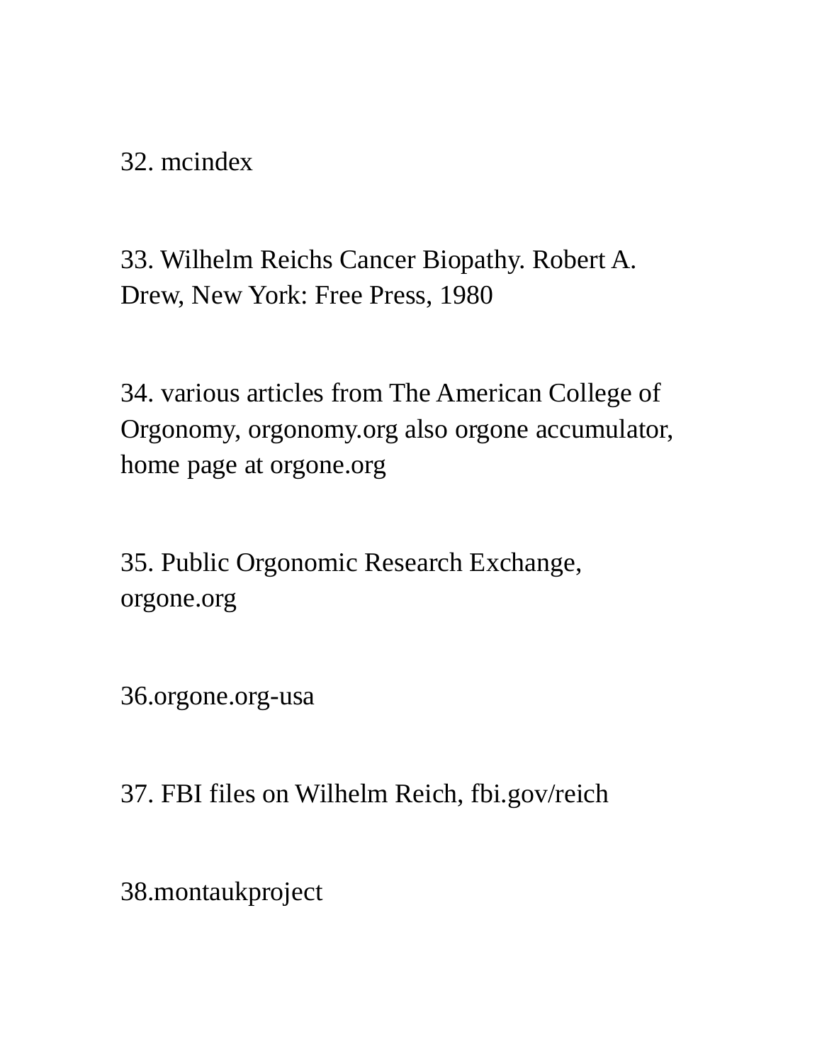32. mcindex

33. Wilhelm Reichs Cancer Biopathy. Robert A. Drew, New York: Free Press, 1980

34. various articles from The American College of Orgonomy, orgonomy.org also orgone accumulator, home page at orgone.org

35. Public Orgonomic Research Exchange, orgone.org

36.orgone.org-usa

37. FBI files on Wilhelm Reich, fbi.gov/reich

38.montaukproject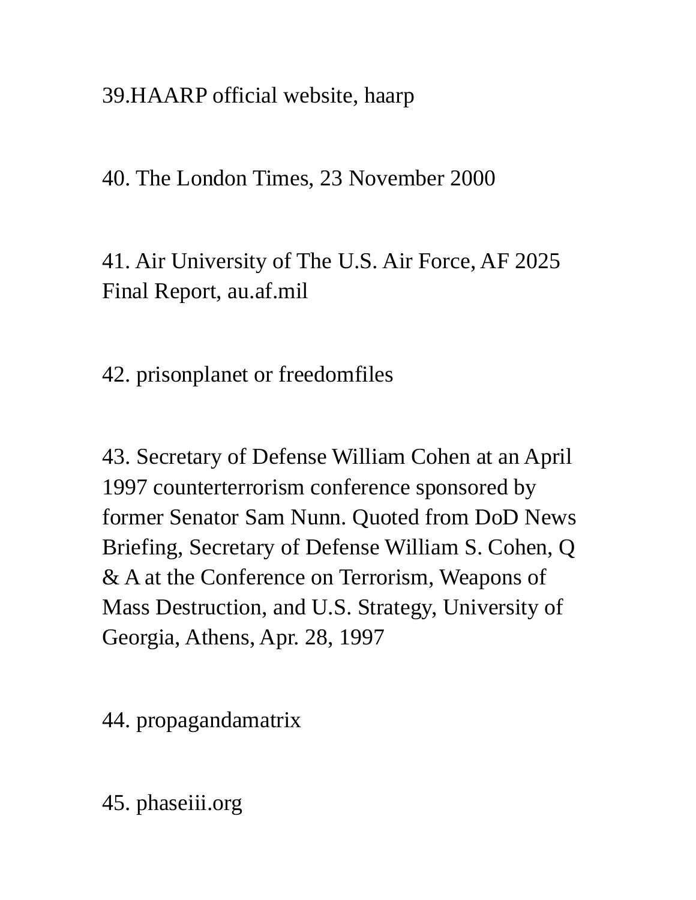39.HAARP official website, haarp

40. The London Times, 23 November 2000

41. Air University of The U.S. Air Force, AF 2025 Final Report, au.af.mil

42. prisonplanet or freedomfiles

43. Secretary of Defense William Cohen at an April 1997 counterterrorism conference sponsored by former Senator Sam Nunn. Quoted from DoD News Briefing, Secretary of Defense William S. Cohen, Q & A at the Conference on Terrorism, Weapons of Mass Destruction, and U.S. Strategy, University of Georgia, Athens, Apr. 28, 1997

44. propagandamatrix

45. phaseiii.org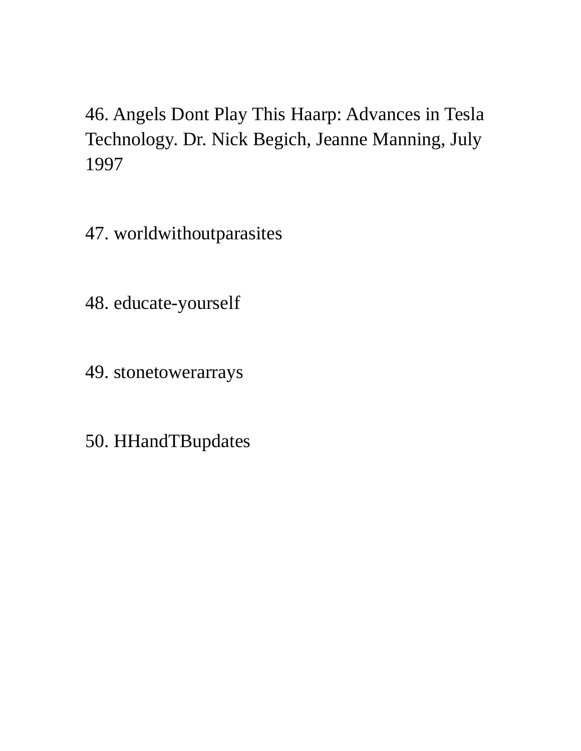46. Angels Dont Play This Haarp: Advances in Tesla Technology. Dr. Nick Begich, Jeanne Manning, July 1997

47. worldwithoutparasites

48. educate-yourself

49. stonetowerarrays

50. HHandTBupdates